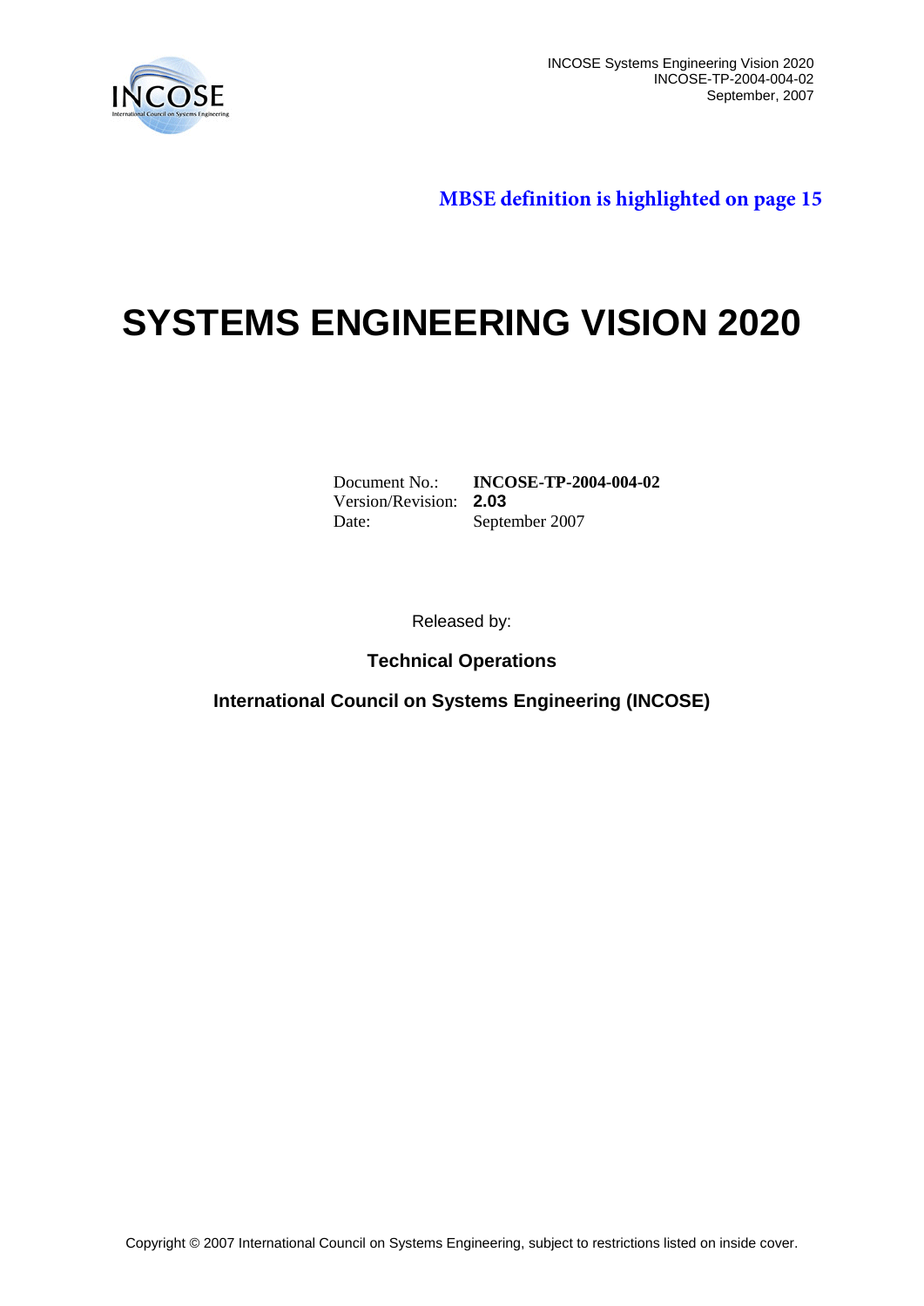**MBSE definition is highlighted on page 15**

# SYSTEMS ENGINEERING VISION 2020

| | |
|---|---|
| Document No.: | **INCOSE-TP-2004-004-02** |
| Version/Revision: | **2.03** |
| Date: | September 2007 |

Released by:

**Technical Operations**

**International Council on Systems Engineering (INCOSE)**

Copyright © 2007 International Council on Systems Engineering, subject to restrictions listed on inside cover.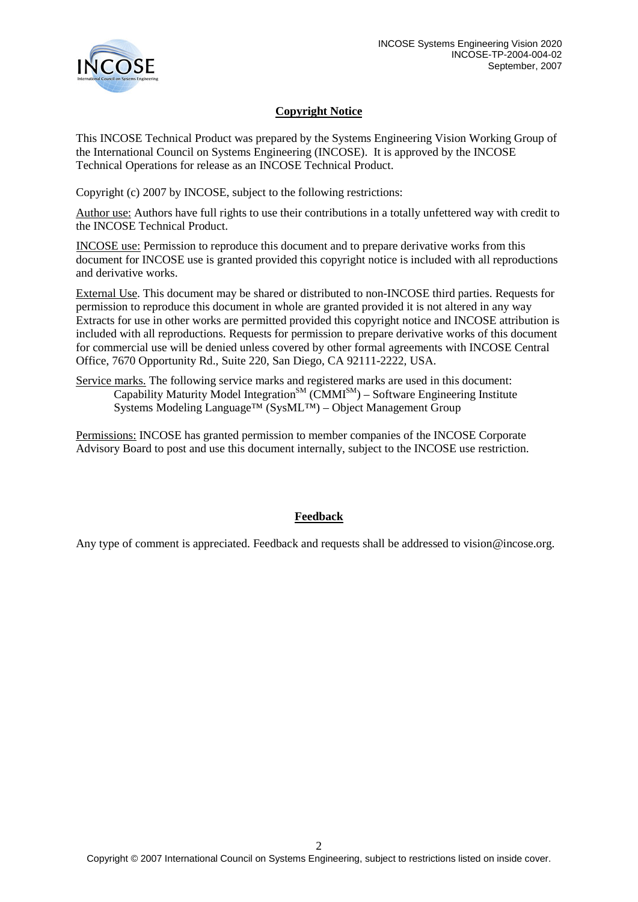## Copyright Notice

This INCOSE Technical Product was prepared by the Systems Engineering Vision Working Group of the International Council on Systems Engineering (INCOSE). It is approved by the INCOSE Technical Operations for release as an INCOSE Technical Product.

Copyright (c) 2007 by INCOSE, subject to the following restrictions:

Author use: Authors have full rights to use their contributions in a totally unfettered way with credit to the INCOSE Technical Product.

INCOSE use: Permission to reproduce this document and to prepare derivative works from this document for INCOSE use is granted provided this copyright notice is included with all reproductions and derivative works.

External Use. This document may be shared or distributed to non-INCOSE third parties. Requests for permission to reproduce this document in whole are granted provided it is not altered in any way Extracts for use in other works are permitted provided this copyright notice and INCOSE attribution is included with all reproductions. Requests for permission to prepare derivative works of this document for commercial use will be denied unless covered by other formal agreements with INCOSE Central Office, 7670 Opportunity Rd., Suite 220, San Diego, CA 92111-2222, USA.

Service marks. The following service marks and registered marks are used in this document:

Capability Maturity Model Integration℠ (CMMI℠) – Software Engineering Institute
Systems Modeling Language™ (SysML™) – Object Management Group

Permissions: INCOSE has granted permission to member companies of the INCOSE Corporate Advisory Board to post and use this document internally, subject to the INCOSE use restriction.

## Feedback

Any type of comment is appreciated. Feedback and requests shall be addressed to vision@incose.org.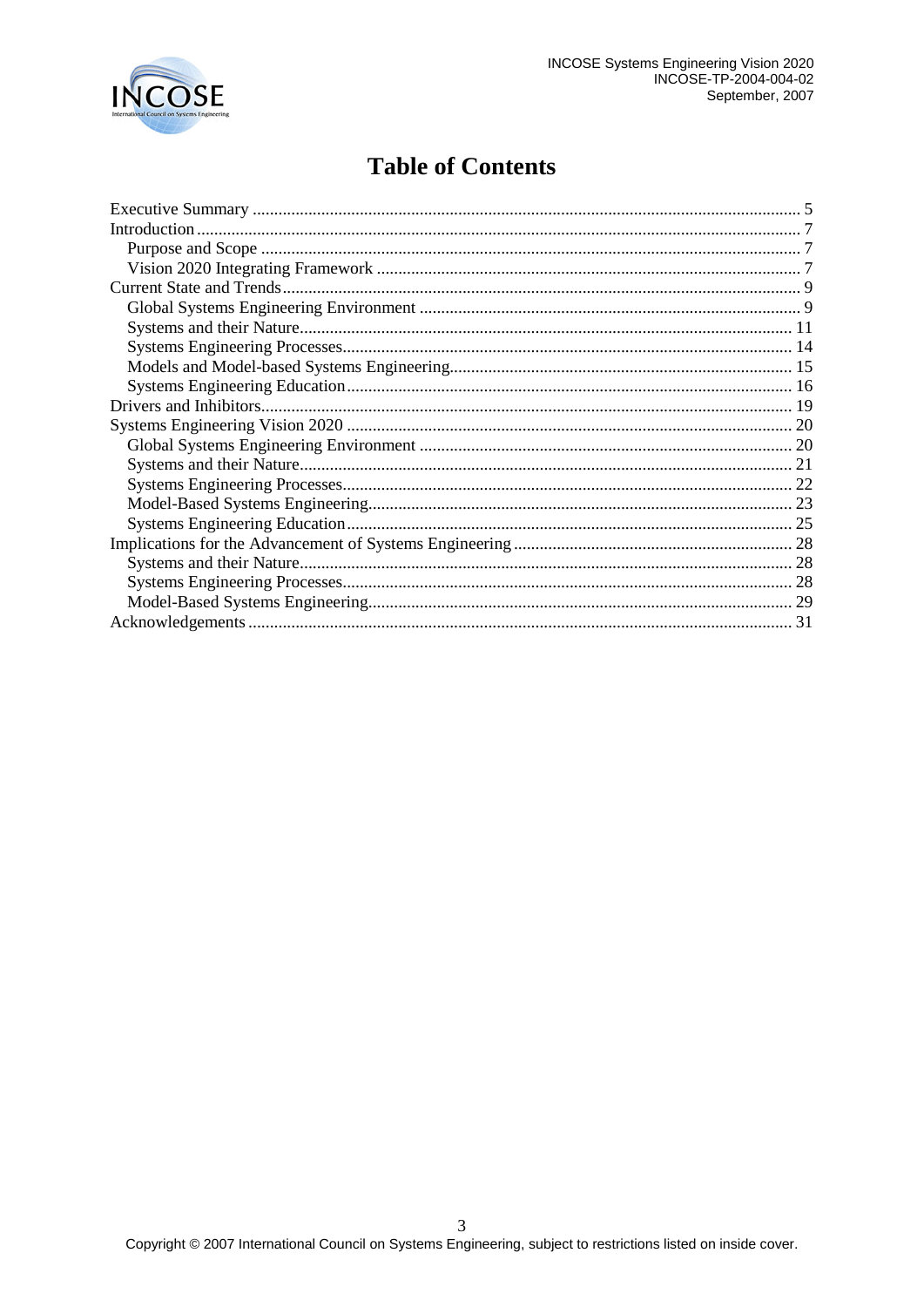# Table of Contents

- Executive Summary ........ 5
- Introduction ........ 7
  - Purpose and Scope ........ 7
  - Vision 2020 Integrating Framework ........ 7
- Current State and Trends ........ 9
  - Global Systems Engineering Environment ........ 9
  - Systems and their Nature ........ 11
  - Systems Engineering Processes ........ 14
  - Models and Model-based Systems Engineering ........ 15
  - Systems Engineering Education ........ 16
- Drivers and Inhibitors ........ 19
- Systems Engineering Vision 2020 ........ 20
  - Global Systems Engineering Environment ........ 20
  - Systems and their Nature ........ 21
  - Systems Engineering Processes ........ 22
  - Model-Based Systems Engineering ........ 23
  - Systems Engineering Education ........ 25
- Implications for the Advancement of Systems Engineering ........ 28
  - Systems and their Nature ........ 28
  - Systems Engineering Processes ........ 28
  - Model-Based Systems Engineering ........ 29
- Acknowledgements ........ 31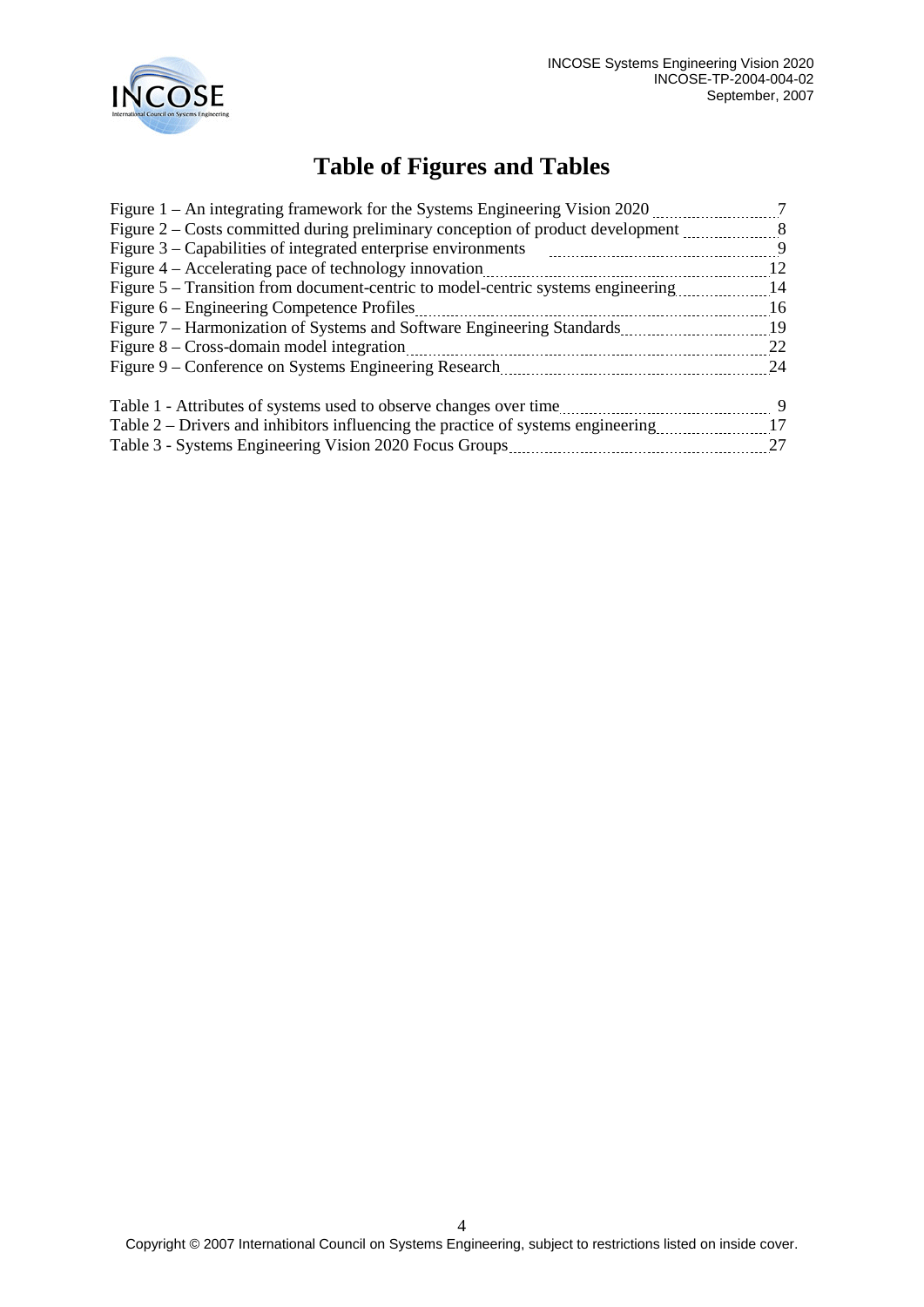# Table of Figures and Tables

Figure 1 – An integrating framework for the Systems Engineering Vision 2020 ............ 7
Figure 2 – Costs committed during preliminary conception of product development ............ 8
Figure 3 – Capabilities of integrated enterprise environments ............ 9
Figure 4 – Accelerating pace of technology innovation ............ 12
Figure 5 – Transition from document-centric to model-centric systems engineering ............ 14
Figure 6 – Engineering Competence Profiles ............ 16
Figure 7 – Harmonization of Systems and Software Engineering Standards ............ 19
Figure 8 – Cross-domain model integration ............ 22
Figure 9 – Conference on Systems Engineering Research ............ 24

Table 1 - Attributes of systems used to observe changes over time ............ 9
Table 2 – Drivers and inhibitors influencing the practice of systems engineering ............ 17
Table 3 - Systems Engineering Vision 2020 Focus Groups ............ 27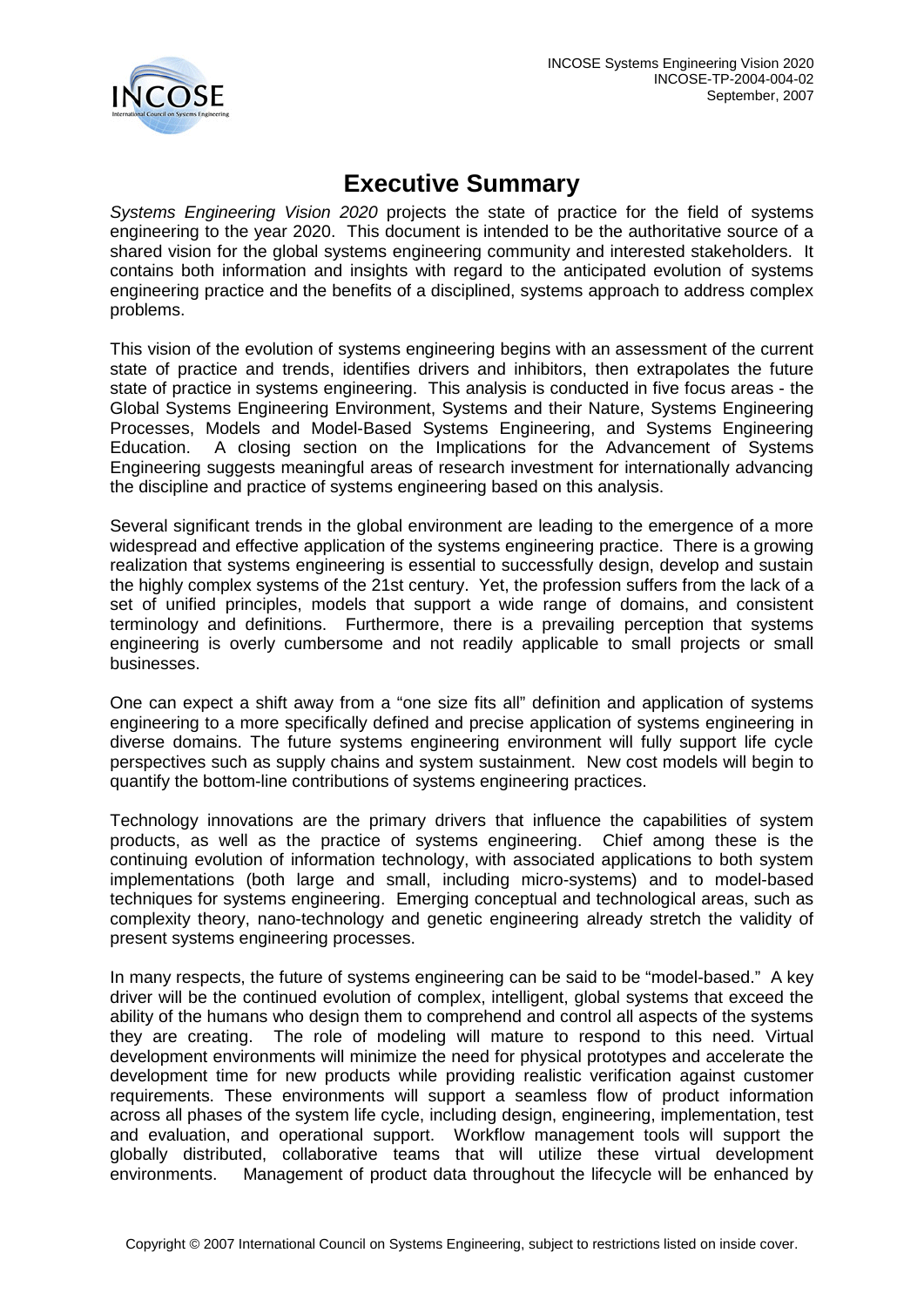# Executive Summary

*Systems Engineering Vision 2020* projects the state of practice for the field of systems engineering to the year 2020. This document is intended to be the authoritative source of a shared vision for the global systems engineering community and interested stakeholders. It contains both information and insights with regard to the anticipated evolution of systems engineering practice and the benefits of a disciplined, systems approach to address complex problems.

This vision of the evolution of systems engineering begins with an assessment of the current state of practice and trends, identifies drivers and inhibitors, then extrapolates the future state of practice in systems engineering. This analysis is conducted in five focus areas - the Global Systems Engineering Environment, Systems and their Nature, Systems Engineering Processes, Models and Model-Based Systems Engineering, and Systems Engineering Education. A closing section on the Implications for the Advancement of Systems Engineering suggests meaningful areas of research investment for internationally advancing the discipline and practice of systems engineering based on this analysis.

Several significant trends in the global environment are leading to the emergence of a more widespread and effective application of the systems engineering practice. There is a growing realization that systems engineering is essential to successfully design, develop and sustain the highly complex systems of the 21st century. Yet, the profession suffers from the lack of a set of unified principles, models that support a wide range of domains, and consistent terminology and definitions. Furthermore, there is a prevailing perception that systems engineering is overly cumbersome and not readily applicable to small projects or small businesses.

One can expect a shift away from a "one size fits all" definition and application of systems engineering to a more specifically defined and precise application of systems engineering in diverse domains. The future systems engineering environment will fully support life cycle perspectives such as supply chains and system sustainment. New cost models will begin to quantify the bottom-line contributions of systems engineering practices.

Technology innovations are the primary drivers that influence the capabilities of system products, as well as the practice of systems engineering. Chief among these is the continuing evolution of information technology, with associated applications to both system implementations (both large and small, including micro-systems) and to model-based techniques for systems engineering. Emerging conceptual and technological areas, such as complexity theory, nano-technology and genetic engineering already stretch the validity of present systems engineering processes.

In many respects, the future of systems engineering can be said to be "model-based." A key driver will be the continued evolution of complex, intelligent, global systems that exceed the ability of the humans who design them to comprehend and control all aspects of the systems they are creating. The role of modeling will mature to respond to this need. Virtual development environments will minimize the need for physical prototypes and accelerate the development time for new products while providing realistic verification against customer requirements. These environments will support a seamless flow of product information across all phases of the system life cycle, including design, engineering, implementation, test and evaluation, and operational support. Workflow management tools will support the globally distributed, collaborative teams that will utilize these virtual development environments. Management of product data throughout the lifecycle will be enhanced by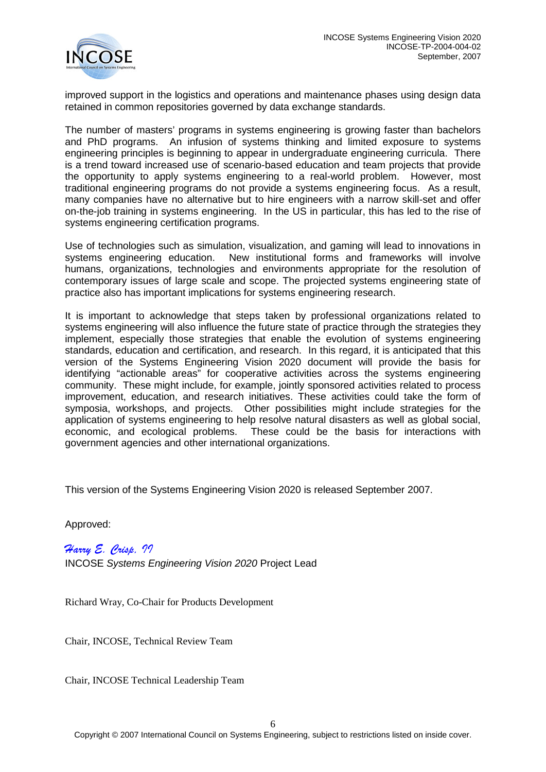improved support in the logistics and operations and maintenance phases using design data retained in common repositories governed by data exchange standards.

The number of masters' programs in systems engineering is growing faster than bachelors and PhD programs. An infusion of systems thinking and limited exposure to systems engineering principles is beginning to appear in undergraduate engineering curricula. There is a trend toward increased use of scenario-based education and team projects that provide the opportunity to apply systems engineering to a real-world problem. However, most traditional engineering programs do not provide a systems engineering focus. As a result, many companies have no alternative but to hire engineers with a narrow skill-set and offer on-the-job training in systems engineering. In the US in particular, this has led to the rise of systems engineering certification programs.

Use of technologies such as simulation, visualization, and gaming will lead to innovations in systems engineering education. New institutional forms and frameworks will involve humans, organizations, technologies and environments appropriate for the resolution of contemporary issues of large scale and scope. The projected systems engineering state of practice also has important implications for systems engineering research.

It is important to acknowledge that steps taken by professional organizations related to systems engineering will also influence the future state of practice through the strategies they implement, especially those strategies that enable the evolution of systems engineering standards, education and certification, and research. In this regard, it is anticipated that this version of the Systems Engineering Vision 2020 document will provide the basis for identifying "actionable areas" for cooperative activities across the systems engineering community. These might include, for example, jointly sponsored activities related to process improvement, education, and research initiatives. These activities could take the form of symposia, workshops, and projects. Other possibilities might include strategies for the application of systems engineering to help resolve natural disasters as well as global social, economic, and ecological problems. These could be the basis for interactions with government agencies and other international organizations.

This version of the Systems Engineering Vision 2020 is released September 2007.

Approved:

*Harry E. Crisp, II*
INCOSE *Systems Engineering Vision 2020* Project Lead

Richard Wray, Co-Chair for Products Development

Chair, INCOSE, Technical Review Team

Chair, INCOSE Technical Leadership Team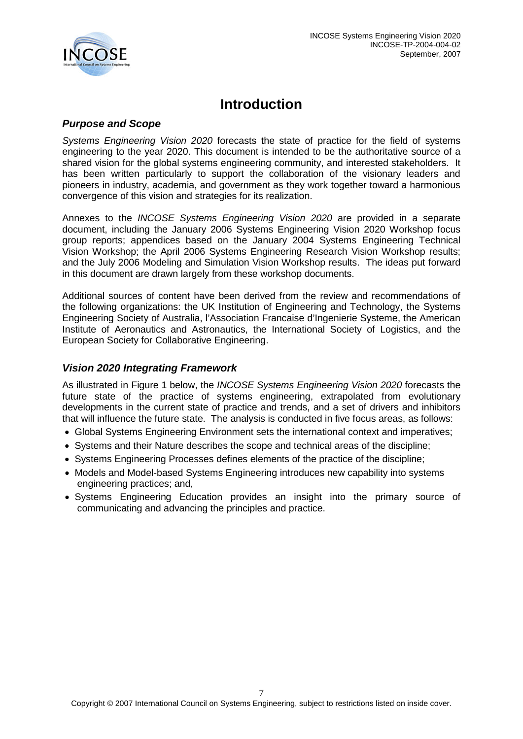# Introduction

## *Purpose and Scope*

*Systems Engineering Vision 2020* forecasts the state of practice for the field of systems engineering to the year 2020. This document is intended to be the authoritative source of a shared vision for the global systems engineering community, and interested stakeholders. It has been written particularly to support the collaboration of the visionary leaders and pioneers in industry, academia, and government as they work together toward a harmonious convergence of this vision and strategies for its realization.

Annexes to the *INCOSE Systems Engineering Vision 2020* are provided in a separate document, including the January 2006 Systems Engineering Vision 2020 Workshop focus group reports; appendices based on the January 2004 Systems Engineering Technical Vision Workshop; the April 2006 Systems Engineering Research Vision Workshop results; and the July 2006 Modeling and Simulation Vision Workshop results. The ideas put forward in this document are drawn largely from these workshop documents.

Additional sources of content have been derived from the review and recommendations of the following organizations: the UK Institution of Engineering and Technology, the Systems Engineering Society of Australia, l'Association Francaise d'Ingenierie Systeme, the American Institute of Aeronautics and Astronautics, the International Society of Logistics, and the European Society for Collaborative Engineering.

## *Vision 2020 Integrating Framework*

As illustrated in Figure 1 below, the *INCOSE Systems Engineering Vision 2020* forecasts the future state of the practice of systems engineering, extrapolated from evolutionary developments in the current state of practice and trends, and a set of drivers and inhibitors that will influence the future state. The analysis is conducted in five focus areas, as follows:

- Global Systems Engineering Environment sets the international context and imperatives;
- Systems and their Nature describes the scope and technical areas of the discipline;
- Systems Engineering Processes defines elements of the practice of the discipline;
- Models and Model-based Systems Engineering introduces new capability into systems engineering practices; and,
- Systems Engineering Education provides an insight into the primary source of communicating and advancing the principles and practice.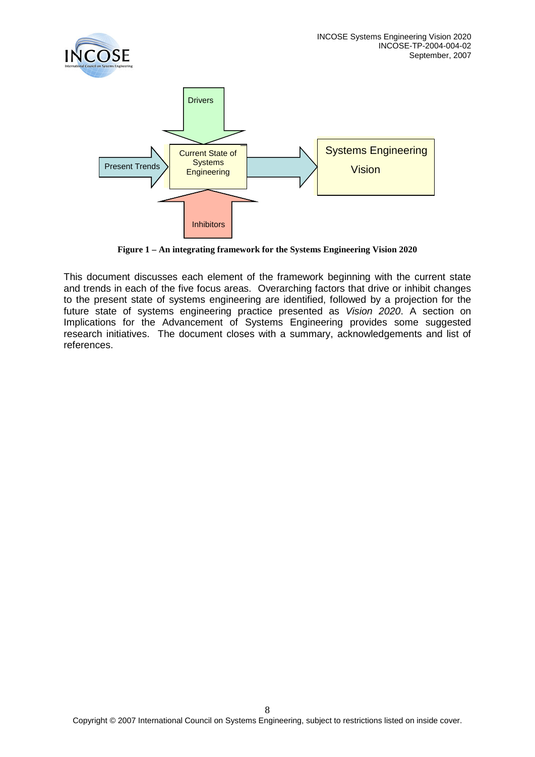Drivers

Present Trends

Current State of Systems Engineering

Systems Engineering Vision

Inhibitors

**Figure 1 – An integrating framework for the Systems Engineering Vision 2020**

This document discusses each element of the framework beginning with the current state and trends in each of the five focus areas. Overarching factors that drive or inhibit changes to the present state of systems engineering are identified, followed by a projection for the future state of systems engineering practice presented as *Vision 2020*. A section on Implications for the Advancement of Systems Engineering provides some suggested research initiatives. The document closes with a summary, acknowledgements and list of references.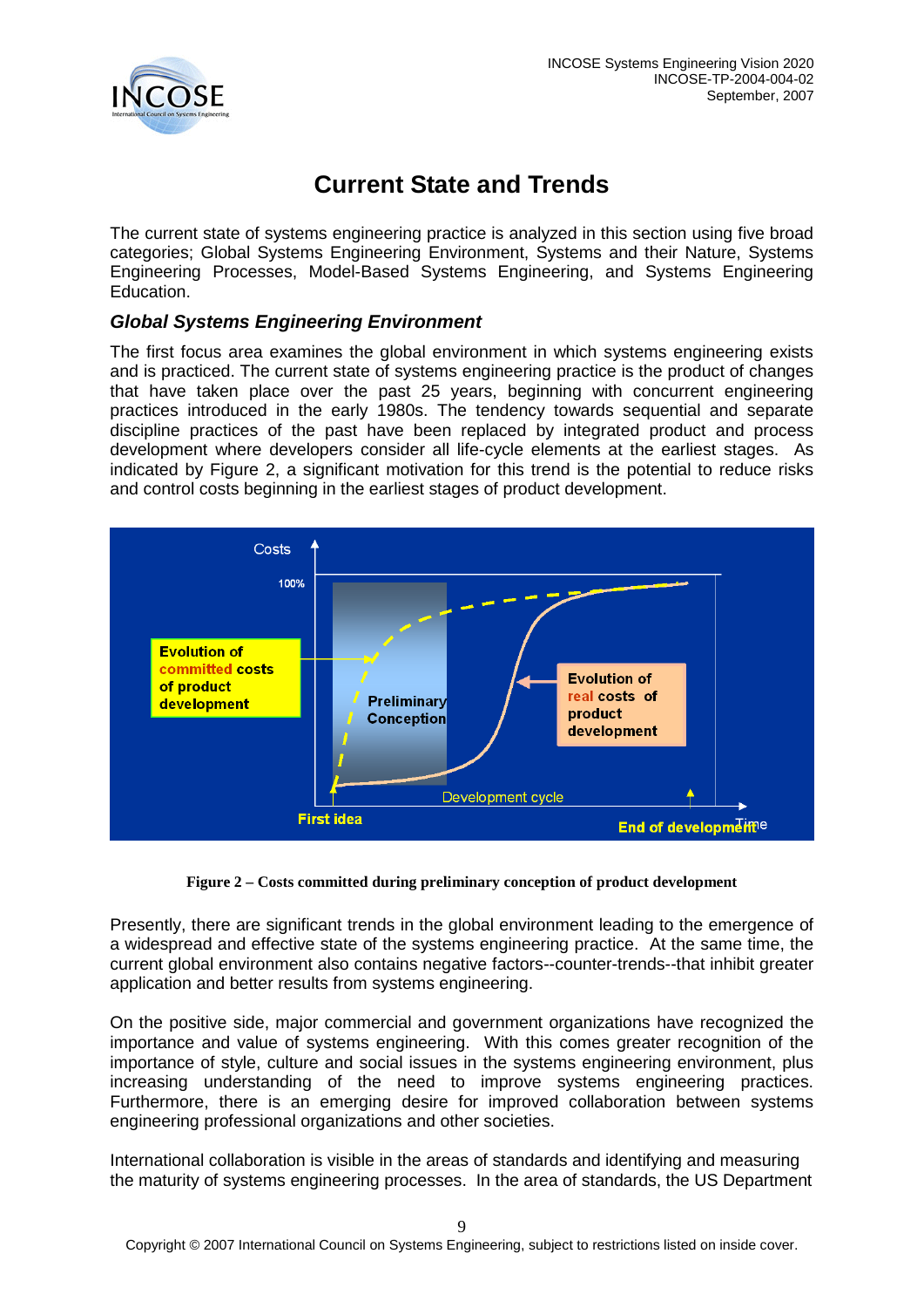# Current State and Trends

The current state of systems engineering practice is analyzed in this section using five broad categories; Global Systems Engineering Environment, Systems and their Nature, Systems Engineering Processes, Model-Based Systems Engineering, and Systems Engineering Education.

### *Global Systems Engineering Environment*

The first focus area examines the global environment in which systems engineering exists and is practiced. The current state of systems engineering practice is the product of changes that have taken place over the past 25 years, beginning with concurrent engineering practices introduced in the early 1980s. The tendency towards sequential and separate discipline practices of the past have been replaced by integrated product and process development where developers consider all life-cycle elements at the earliest stages. As indicated by Figure 2, a significant motivation for this trend is the potential to reduce risks and control costs beginning in the earliest stages of product development.

**Figure 2 – Costs committed during preliminary conception of product development**

Presently, there are significant trends in the global environment leading to the emergence of a widespread and effective state of the systems engineering practice. At the same time, the current global environment also contains negative factors--counter-trends--that inhibit greater application and better results from systems engineering.

On the positive side, major commercial and government organizations have recognized the importance and value of systems engineering. With this comes greater recognition of the importance of style, culture and social issues in the systems engineering environment, plus increasing understanding of the need to improve systems engineering practices. Furthermore, there is an emerging desire for improved collaboration between systems engineering professional organizations and other societies.

International collaboration is visible in the areas of standards and identifying and measuring the maturity of systems engineering processes. In the area of standards, the US Department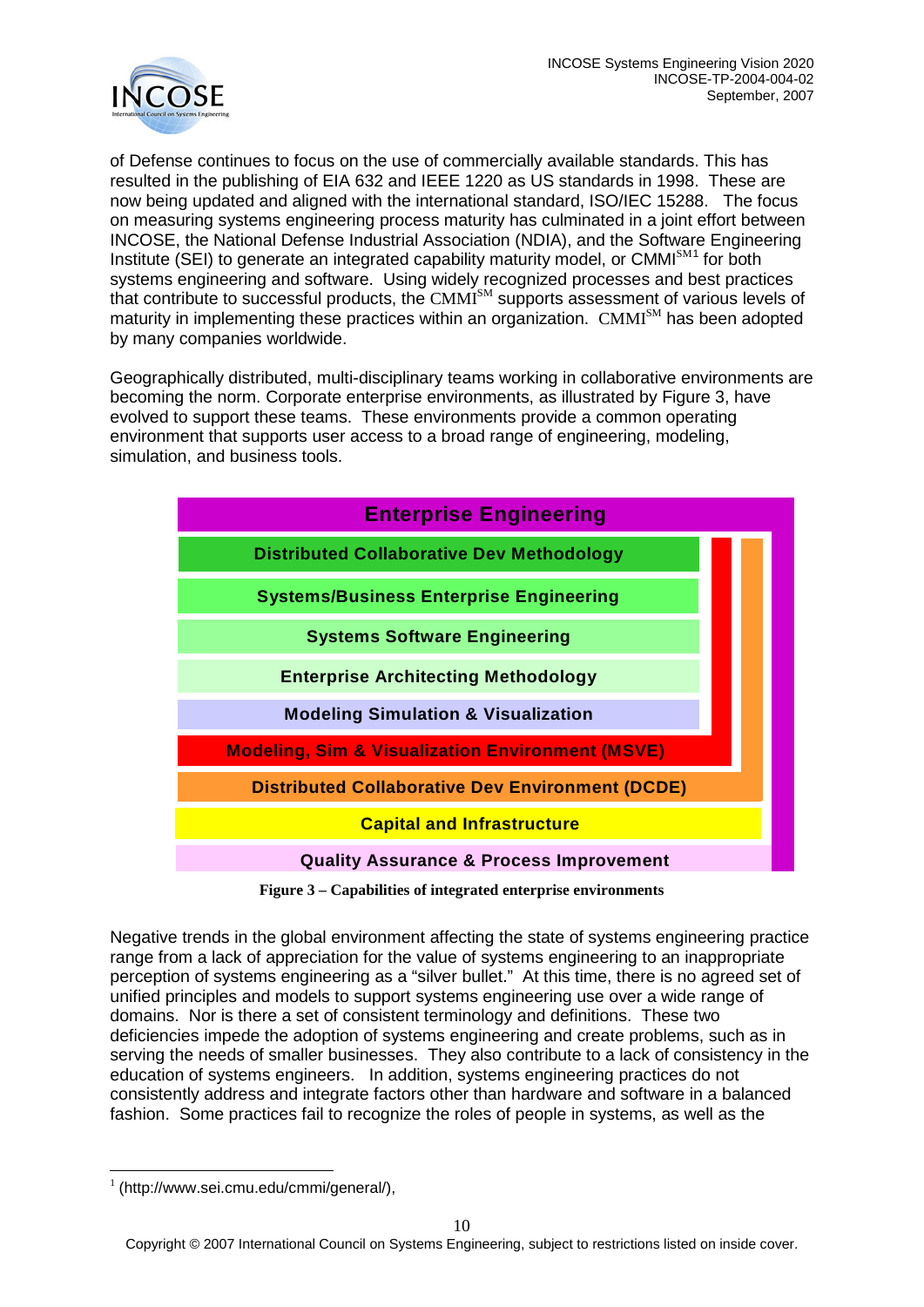of Defense continues to focus on the use of commercially available standards. This has resulted in the publishing of EIA 632 and IEEE 1220 as US standards in 1998. These are now being updated and aligned with the international standard, ISO/IEC 15288. The focus on measuring systems engineering process maturity has culminated in a joint effort between INCOSE, the National Defense Industrial Association (NDIA), and the Software Engineering Institute (SEI) to generate an integrated capability maturity model, or CMMI[SM1] for both systems engineering and software. Using widely recognized processes and best practices that contribute to successful products, the CMMI[SM] supports assessment of various levels of maturity in implementing these practices within an organization. CMMI[SM] has been adopted by many companies worldwide.

Geographically distributed, multi-disciplinary teams working in collaborative environments are becoming the norm. Corporate enterprise environments, as illustrated by Figure 3, have evolved to support these teams. These environments provide a common operating environment that supports user access to a broad range of engineering, modeling, simulation, and business tools.

| Enterprise Engineering |
|---|
| Distributed Collaborative Dev Methodology |
| Systems/Business Enterprise Engineering |
| Systems Software Engineering |
| Enterprise Architecting Methodology |
| Modeling Simulation & Visualization |
| Modeling, Sim & Visualization Environment (MSVE) |
| Distributed Collaborative Dev Environment (DCDE) |
| Capital and Infrastructure |
| Quality Assurance & Process Improvement |

**Figure 3 – Capabilities of integrated enterprise environments**

Negative trends in the global environment affecting the state of systems engineering practice range from a lack of appreciation for the value of systems engineering to an inappropriate perception of systems engineering as a "silver bullet." At this time, there is no agreed set of unified principles and models to support systems engineering use over a wide range of domains. Nor is there a set of consistent terminology and definitions. These two deficiencies impede the adoption of systems engineering and create problems, such as in serving the needs of smaller businesses. They also contribute to a lack of consistency in the education of systems engineers. In addition, systems engineering practices do not consistently address and integrate factors other than hardware and software in a balanced fashion. Some practices fail to recognize the roles of people in systems, as well as the

[1] (http://www.sei.cmu.edu/cmmi/general/),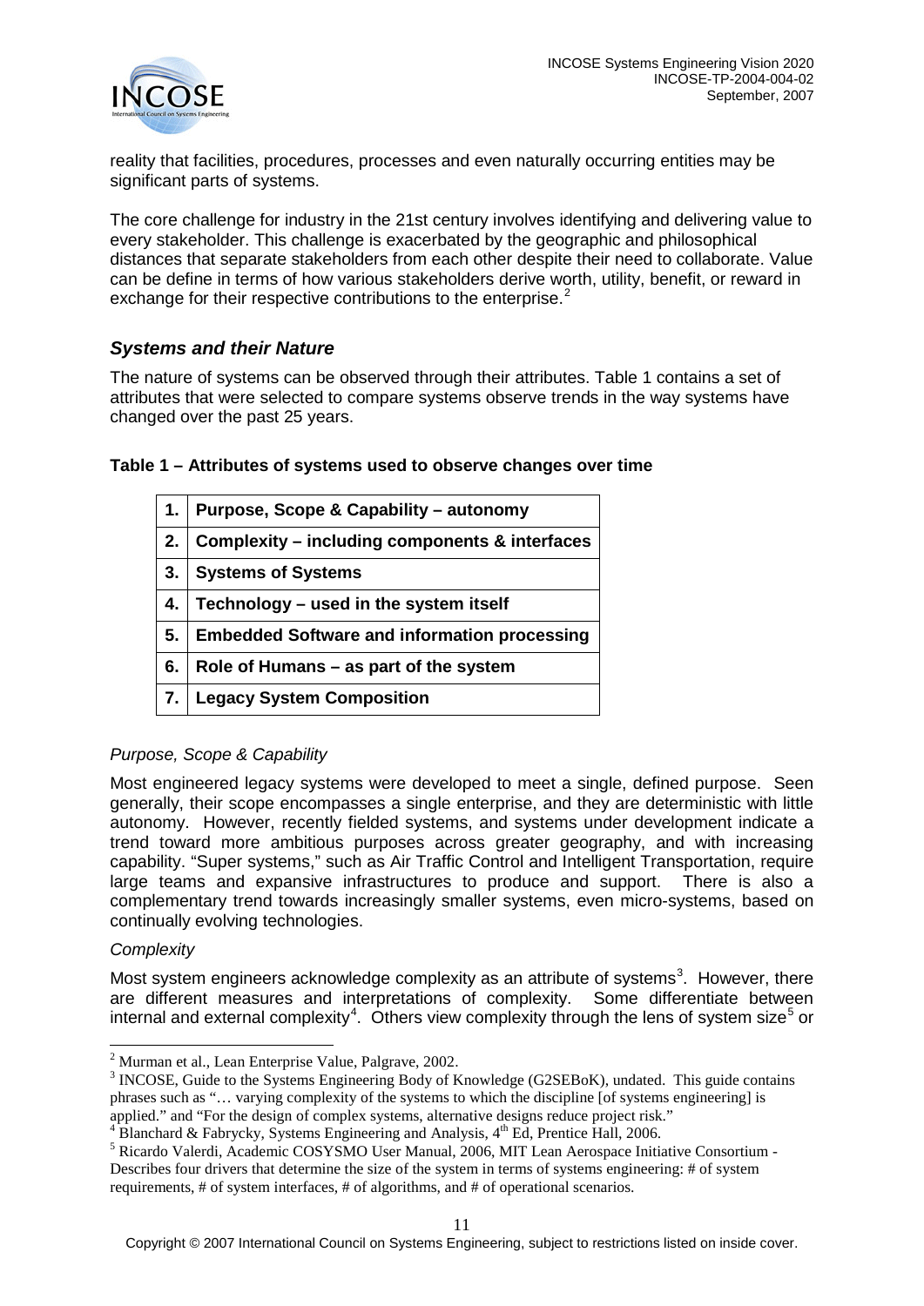reality that facilities, procedures, processes and even naturally occurring entities may be significant parts of systems.

The core challenge for industry in the 21st century involves identifying and delivering value to every stakeholder. This challenge is exacerbated by the geographic and philosophical distances that separate stakeholders from each other despite their need to collaborate. Value can be define in terms of how various stakeholders derive worth, utility, benefit, or reward in exchange for their respective contributions to the enterprise.[2]

### *Systems and their Nature*

The nature of systems can be observed through their attributes. Table 1 contains a set of attributes that were selected to compare systems observe trends in the way systems have changed over the past 25 years.

**Table 1 – Attributes of systems used to observe changes over time**

| | |
|---|---|
| **1.** | **Purpose, Scope & Capability – autonomy** |
| **2.** | **Complexity – including components & interfaces** |
| **3.** | **Systems of Systems** |
| **4.** | **Technology – used in the system itself** |
| **5.** | **Embedded Software and information processing** |
| **6.** | **Role of Humans – as part of the system** |
| **7.** | **Legacy System Composition** |

*Purpose, Scope & Capability*

Most engineered legacy systems were developed to meet a single, defined purpose. Seen generally, their scope encompasses a single enterprise, and they are deterministic with little autonomy. However, recently fielded systems, and systems under development indicate a trend toward more ambitious purposes across greater geography, and with increasing capability. "Super systems," such as Air Traffic Control and Intelligent Transportation, require large teams and expansive infrastructures to produce and support. There is also a complementary trend towards increasingly smaller systems, even micro-systems, based on continually evolving technologies.

*Complexity*

Most system engineers acknowledge complexity as an attribute of systems[3]. However, there are different measures and interpretations of complexity. Some differentiate between internal and external complexity[4]. Others view complexity through the lens of system size[5] or

---

[2] Murman et al., Lean Enterprise Value, Palgrave, 2002.

[3] INCOSE, Guide to the Systems Engineering Body of Knowledge (G2SEBoK), undated. This guide contains phrases such as "… varying complexity of the systems to which the discipline [of systems engineering] is applied." and "For the design of complex systems, alternative designs reduce project risk."

[4] Blanchard & Fabrycky, Systems Engineering and Analysis, 4th Ed, Prentice Hall, 2006.

[5] Ricardo Valerdi, Academic COSYSMO User Manual, 2006, MIT Lean Aerospace Initiative Consortium - Describes four drivers that determine the size of the system in terms of systems engineering: # of system requirements, # of system interfaces, # of algorithms, and # of operational scenarios.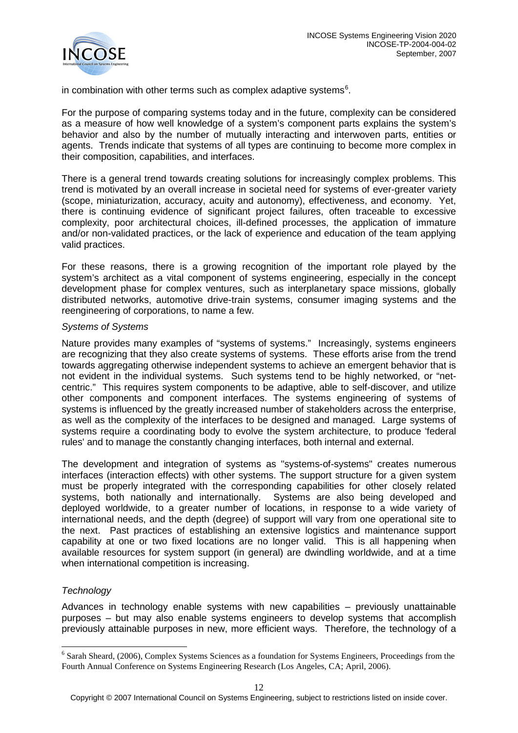in combination with other terms such as complex adaptive systems[6].

For the purpose of comparing systems today and in the future, complexity can be considered as a measure of how well knowledge of a system's component parts explains the system's behavior and also by the number of mutually interacting and interwoven parts, entities or agents. Trends indicate that systems of all types are continuing to become more complex in their composition, capabilities, and interfaces.

There is a general trend towards creating solutions for increasingly complex problems. This trend is motivated by an overall increase in societal need for systems of ever-greater variety (scope, miniaturization, accuracy, acuity and autonomy), effectiveness, and economy. Yet, there is continuing evidence of significant project failures, often traceable to excessive complexity, poor architectural choices, ill-defined processes, the application of immature and/or non-validated practices, or the lack of experience and education of the team applying valid practices.

For these reasons, there is a growing recognition of the important role played by the system's architect as a vital component of systems engineering, especially in the concept development phase for complex ventures, such as interplanetary space missions, globally distributed networks, automotive drive-train systems, consumer imaging systems and the reengineering of corporations, to name a few.

*Systems of Systems*

Nature provides many examples of "systems of systems." Increasingly, systems engineers are recognizing that they also create systems of systems. These efforts arise from the trend towards aggregating otherwise independent systems to achieve an emergent behavior that is not evident in the individual systems. Such systems tend to be highly networked, or "net-centric." This requires system components to be adaptive, able to self-discover, and utilize other components and component interfaces. The systems engineering of systems of systems is influenced by the greatly increased number of stakeholders across the enterprise, as well as the complexity of the interfaces to be designed and managed. Large systems of systems require a coordinating body to evolve the system architecture, to produce 'federal rules' and to manage the constantly changing interfaces, both internal and external.

The development and integration of systems as "systems-of-systems" creates numerous interfaces (interaction effects) with other systems. The support structure for a given system must be properly integrated with the corresponding capabilities for other closely related systems, both nationally and internationally. Systems are also being developed and deployed worldwide, to a greater number of locations, in response to a wide variety of international needs, and the depth (degree) of support will vary from one operational site to the next. Past practices of establishing an extensive logistics and maintenance support capability at one or two fixed locations are no longer valid. This is all happening when available resources for system support (in general) are dwindling worldwide, and at a time when international competition is increasing.

*Technology*

Advances in technology enable systems with new capabilities – previously unattainable purposes – but may also enable systems engineers to develop systems that accomplish previously attainable purposes in new, more efficient ways. Therefore, the technology of a

[6] Sarah Sheard, (2006), Complex Systems Sciences as a foundation for Systems Engineers, Proceedings from the Fourth Annual Conference on Systems Engineering Research (Los Angeles, CA; April, 2006).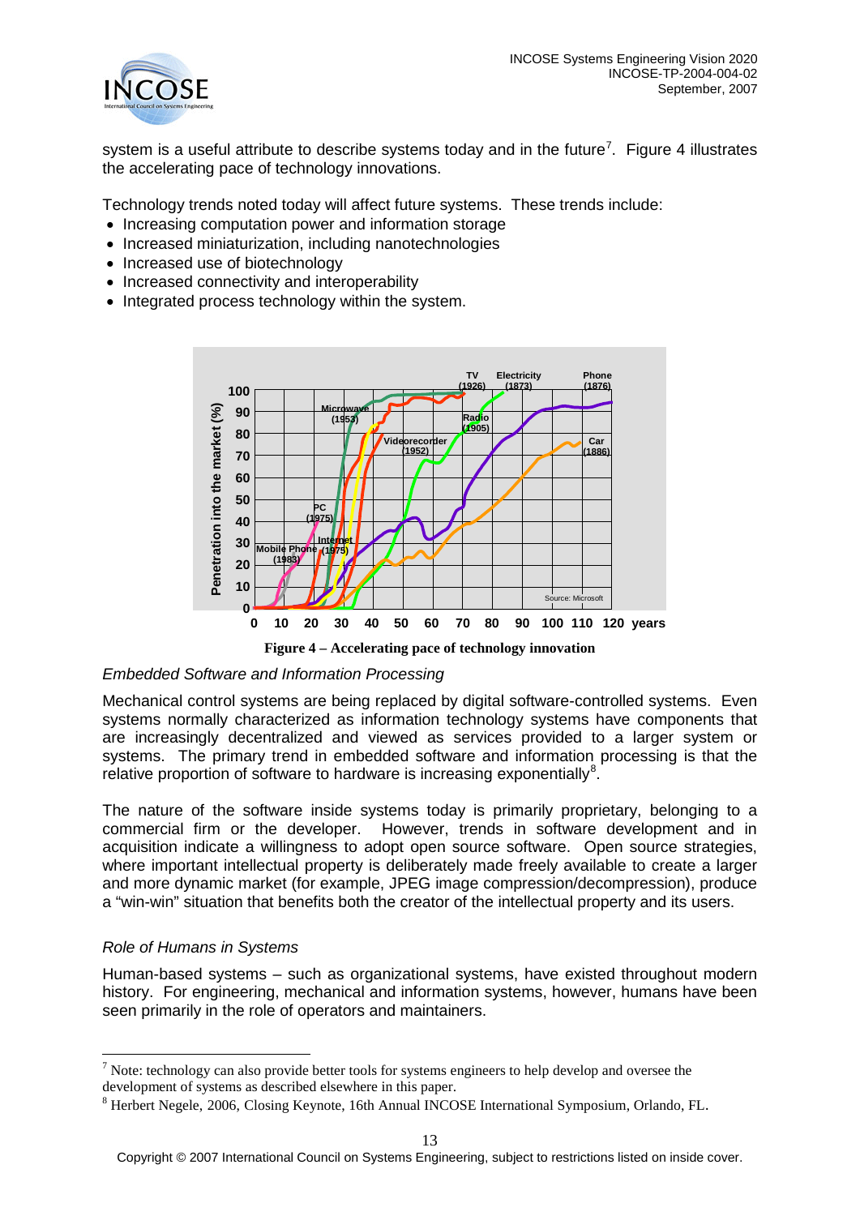system is a useful attribute to describe systems today and in the future[7]. Figure 4 illustrates the accelerating pace of technology innovations.

Technology trends noted today will affect future systems. These trends include:

- Increasing computation power and information storage
- Increased miniaturization, including nanotechnologies
- Increased use of biotechnology
- Increased connectivity and interoperability
- Integrated process technology within the system.

**Figure 4 – Accelerating pace of technology innovation**

*Embedded Software and Information Processing*

Mechanical control systems are being replaced by digital software-controlled systems. Even systems normally characterized as information technology systems have components that are increasingly decentralized and viewed as services provided to a larger system or systems. The primary trend in embedded software and information processing is that the relative proportion of software to hardware is increasing exponentially[8].

The nature of the software inside systems today is primarily proprietary, belonging to a commercial firm or the developer. However, trends in software development and in acquisition indicate a willingness to adopt open source software. Open source strategies, where important intellectual property is deliberately made freely available to create a larger and more dynamic market (for example, JPEG image compression/decompression), produce a "win-win" situation that benefits both the creator of the intellectual property and its users.

*Role of Humans in Systems*

Human-based systems – such as organizational systems, have existed throughout modern history. For engineering, mechanical and information systems, however, humans have been seen primarily in the role of operators and maintainers.

---

[7] Note: technology can also provide better tools for systems engineers to help develop and oversee the development of systems as described elsewhere in this paper.

[8] Herbert Negele, 2006, Closing Keynote, 16th Annual INCOSE International Symposium, Orlando, FL.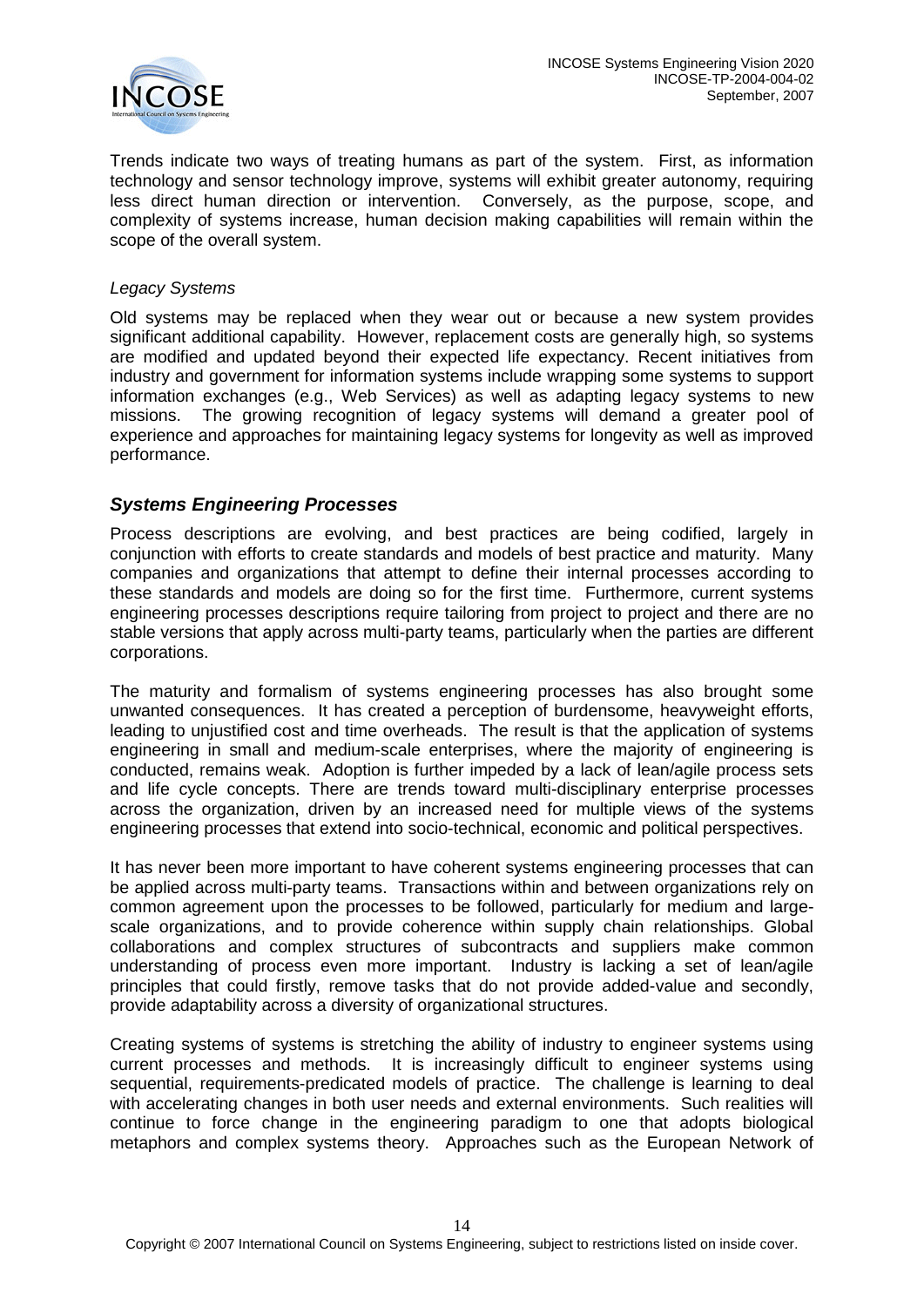Trends indicate two ways of treating humans as part of the system. First, as information technology and sensor technology improve, systems will exhibit greater autonomy, requiring less direct human direction or intervention. Conversely, as the purpose, scope, and complexity of systems increase, human decision making capabilities will remain within the scope of the overall system.

*Legacy Systems*

Old systems may be replaced when they wear out or because a new system provides significant additional capability. However, replacement costs are generally high, so systems are modified and updated beyond their expected life expectancy. Recent initiatives from industry and government for information systems include wrapping some systems to support information exchanges (e.g., Web Services) as well as adapting legacy systems to new missions. The growing recognition of legacy systems will demand a greater pool of experience and approaches for maintaining legacy systems for longevity as well as improved performance.

### *Systems Engineering Processes*

Process descriptions are evolving, and best practices are being codified, largely in conjunction with efforts to create standards and models of best practice and maturity. Many companies and organizations that attempt to define their internal processes according to these standards and models are doing so for the first time. Furthermore, current systems engineering processes descriptions require tailoring from project to project and there are no stable versions that apply across multi-party teams, particularly when the parties are different corporations.

The maturity and formalism of systems engineering processes has also brought some unwanted consequences. It has created a perception of burdensome, heavyweight efforts, leading to unjustified cost and time overheads. The result is that the application of systems engineering in small and medium-scale enterprises, where the majority of engineering is conducted, remains weak. Adoption is further impeded by a lack of lean/agile process sets and life cycle concepts. There are trends toward multi-disciplinary enterprise processes across the organization, driven by an increased need for multiple views of the systems engineering processes that extend into socio-technical, economic and political perspectives.

It has never been more important to have coherent systems engineering processes that can be applied across multi-party teams. Transactions within and between organizations rely on common agreement upon the processes to be followed, particularly for medium and large-scale organizations, and to provide coherence within supply chain relationships. Global collaborations and complex structures of subcontracts and suppliers make common understanding of process even more important. Industry is lacking a set of lean/agile principles that could firstly, remove tasks that do not provide added-value and secondly, provide adaptability across a diversity of organizational structures.

Creating systems of systems is stretching the ability of industry to engineer systems using current processes and methods. It is increasingly difficult to engineer systems using sequential, requirements-predicated models of practice. The challenge is learning to deal with accelerating changes in both user needs and external environments. Such realities will continue to force change in the engineering paradigm to one that adopts biological metaphors and complex systems theory. Approaches such as the European Network of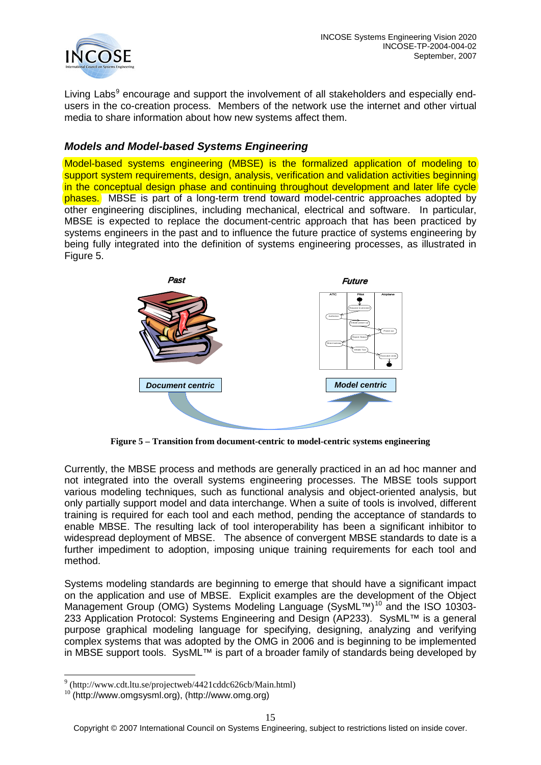Living Labs[9] encourage and support the involvement of all stakeholders and especially end-users in the co-creation process. Members of the network use the internet and other virtual media to share information about how new systems affect them.

### *Models and Model-based Systems Engineering*

Model-based systems engineering (MBSE) is the formalized application of modeling to support system requirements, design, analysis, verification and validation activities beginning in the conceptual design phase and continuing throughout development and later life cycle phases. MBSE is part of a long-term trend toward model-centric approaches adopted by other engineering disciplines, including mechanical, electrical and software. In particular, MBSE is expected to replace the document-centric approach that has been practiced by systems engineers in the past and to influence the future practice of systems engineering by being fully integrated into the definition of systems engineering processes, as illustrated in Figure 5.

**Figure 5 – Transition from document-centric to model-centric systems engineering**

Currently, the MBSE process and methods are generally practiced in an ad hoc manner and not integrated into the overall systems engineering processes. The MBSE tools support various modeling techniques, such as functional analysis and object-oriented analysis, but only partially support model and data interchange. When a suite of tools is involved, different training is required for each tool and each method, pending the acceptance of standards to enable MBSE. The resulting lack of tool interoperability has been a significant inhibitor to widespread deployment of MBSE. The absence of convergent MBSE standards to date is a further impediment to adoption, imposing unique training requirements for each tool and method.

Systems modeling standards are beginning to emerge that should have a significant impact on the application and use of MBSE. Explicit examples are the development of the Object Management Group (OMG) Systems Modeling Language (SysML™)[10] and the ISO 10303-233 Application Protocol: Systems Engineering and Design (AP233). SysML™ is a general purpose graphical modeling language for specifying, designing, analyzing and verifying complex systems that was adopted by the OMG in 2006 and is beginning to be implemented in MBSE support tools. SysML™ is part of a broader family of standards being developed by

[9] (http://www.cdt.ltu.se/projectweb/4421cddc626cb/Main.html)

[10] (http://www.omgsysml.org), (http://www.omg.org)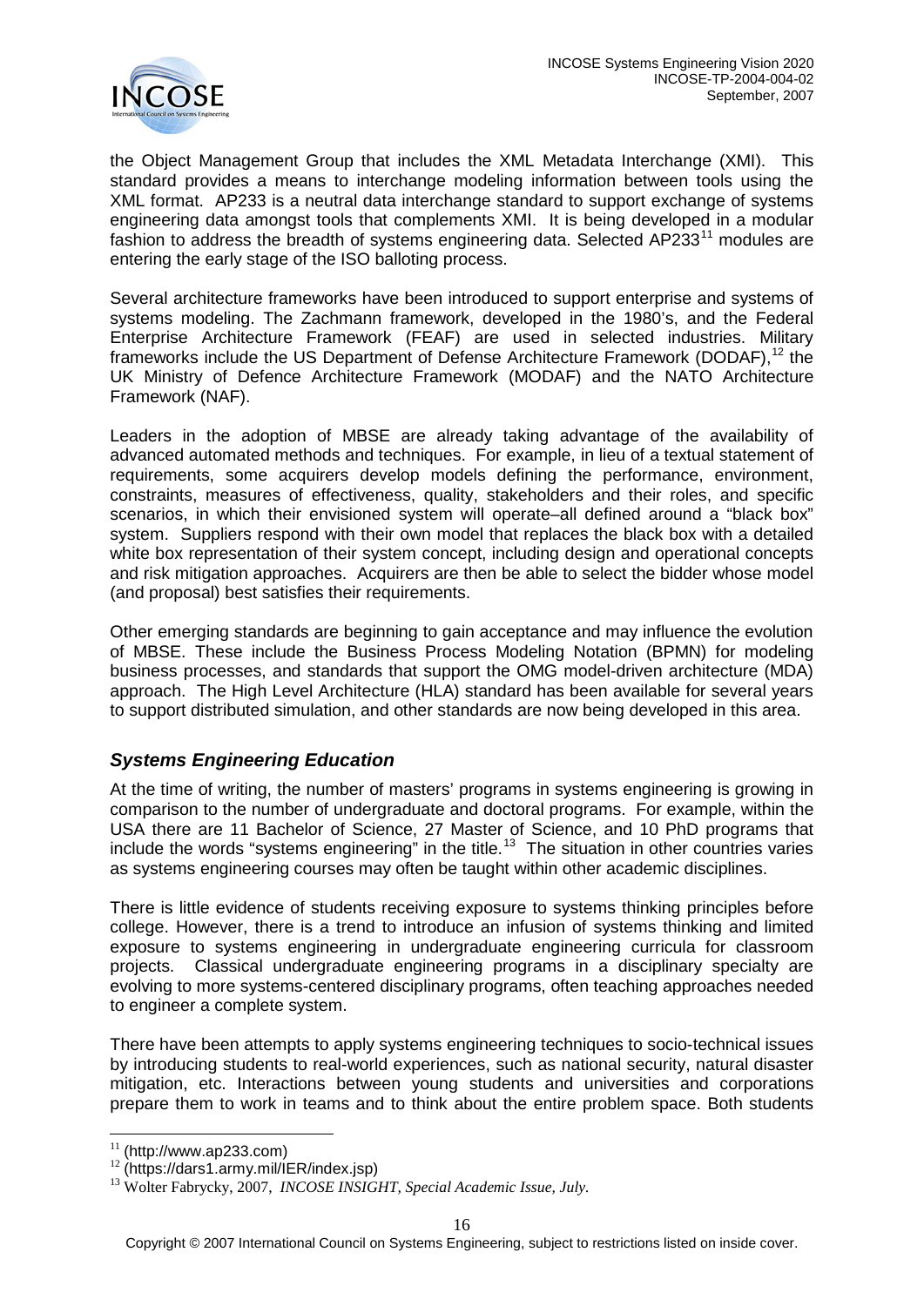the Object Management Group that includes the XML Metadata Interchange (XMI). This standard provides a means to interchange modeling information between tools using the XML format. AP233 is a neutral data interchange standard to support exchange of systems engineering data amongst tools that complements XMI. It is being developed in a modular fashion to address the breadth of systems engineering data. Selected AP233[11] modules are entering the early stage of the ISO balloting process.

Several architecture frameworks have been introduced to support enterprise and systems of systems modeling. The Zachmann framework, developed in the 1980's, and the Federal Enterprise Architecture Framework (FEAF) are used in selected industries. Military frameworks include the US Department of Defense Architecture Framework (DODAF),[12] the UK Ministry of Defence Architecture Framework (MODAF) and the NATO Architecture Framework (NAF).

Leaders in the adoption of MBSE are already taking advantage of the availability of advanced automated methods and techniques. For example, in lieu of a textual statement of requirements, some acquirers develop models defining the performance, environment, constraints, measures of effectiveness, quality, stakeholders and their roles, and specific scenarios, in which their envisioned system will operate–all defined around a "black box" system. Suppliers respond with their own model that replaces the black box with a detailed white box representation of their system concept, including design and operational concepts and risk mitigation approaches. Acquirers are then be able to select the bidder whose model (and proposal) best satisfies their requirements.

Other emerging standards are beginning to gain acceptance and may influence the evolution of MBSE. These include the Business Process Modeling Notation (BPMN) for modeling business processes, and standards that support the OMG model-driven architecture (MDA) approach. The High Level Architecture (HLA) standard has been available for several years to support distributed simulation, and other standards are now being developed in this area.

## *Systems Engineering Education*

At the time of writing, the number of masters' programs in systems engineering is growing in comparison to the number of undergraduate and doctoral programs. For example, within the USA there are 11 Bachelor of Science, 27 Master of Science, and 10 PhD programs that include the words "systems engineering" in the title.[13] The situation in other countries varies as systems engineering courses may often be taught within other academic disciplines.

There is little evidence of students receiving exposure to systems thinking principles before college. However, there is a trend to introduce an infusion of systems thinking and limited exposure to systems engineering in undergraduate engineering curricula for classroom projects. Classical undergraduate engineering programs in a disciplinary specialty are evolving to more systems-centered disciplinary programs, often teaching approaches needed to engineer a complete system.

There have been attempts to apply systems engineering techniques to socio-technical issues by introducing students to real-world experiences, such as national security, natural disaster mitigation, etc. Interactions between young students and universities and corporations prepare them to work in teams and to think about the entire problem space. Both students

---

[11] (http://www.ap233.com)

[12] (https://dars1.army.mil/IER/index.jsp)

[13] Wolter Fabrycky, 2007, *INCOSE INSIGHT, Special Academic Issue, July.*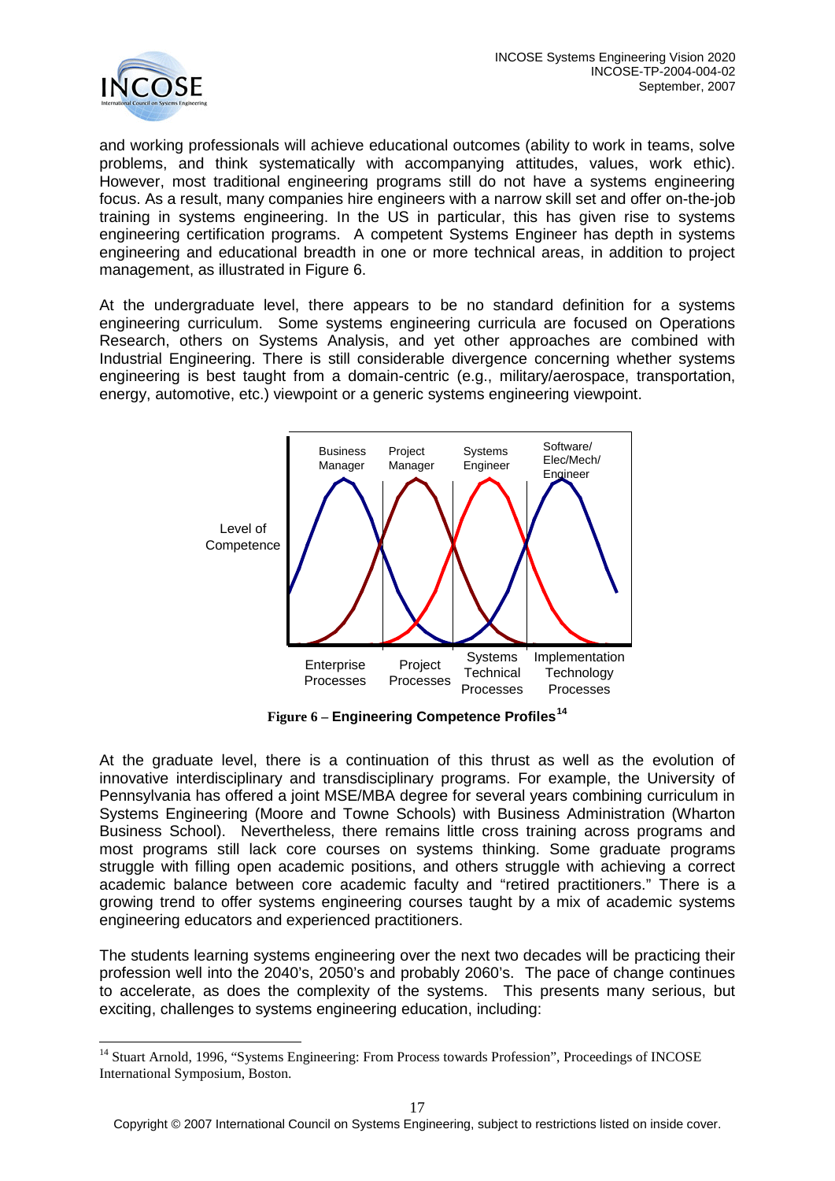and working professionals will achieve educational outcomes (ability to work in teams, solve problems, and think systematically with accompanying attitudes, values, work ethic). However, most traditional engineering programs still do not have a systems engineering focus. As a result, many companies hire engineers with a narrow skill set and offer on-the-job training in systems engineering. In the US in particular, this has given rise to systems engineering certification programs. A competent Systems Engineer has depth in systems engineering and educational breadth in one or more technical areas, in addition to project management, as illustrated in Figure 6.

At the undergraduate level, there appears to be no standard definition for a systems engineering curriculum. Some systems engineering curricula are focused on Operations Research, others on Systems Analysis, and yet other approaches are combined with Industrial Engineering. There is still considerable divergence concerning whether systems engineering is best taught from a domain-centric (e.g., military/aerospace, transportation, energy, automotive, etc.) viewpoint or a generic systems engineering viewpoint.

**Figure 6 – Engineering Competence Profiles**[14]

At the graduate level, there is a continuation of this thrust as well as the evolution of innovative interdisciplinary and transdisciplinary programs. For example, the University of Pennsylvania has offered a joint MSE/MBA degree for several years combining curriculum in Systems Engineering (Moore and Towne Schools) with Business Administration (Wharton Business School). Nevertheless, there remains little cross training across programs and most programs still lack core courses on systems thinking. Some graduate programs struggle with filling open academic positions, and others struggle with achieving a correct academic balance between core academic faculty and "retired practitioners." There is a growing trend to offer systems engineering courses taught by a mix of academic systems engineering educators and experienced practitioners.

The students learning systems engineering over the next two decades will be practicing their profession well into the 2040's, 2050's and probably 2060's. The pace of change continues to accelerate, as does the complexity of the systems. This presents many serious, but exciting, challenges to systems engineering education, including:

---

[14] Stuart Arnold, 1996, "Systems Engineering: From Process towards Profession", Proceedings of INCOSE International Symposium, Boston.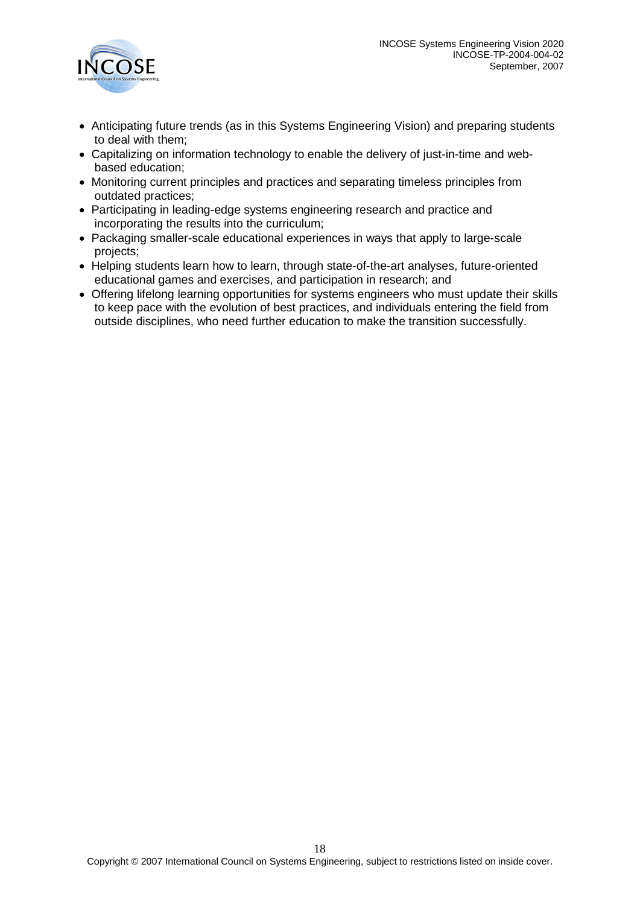- Anticipating future trends (as in this Systems Engineering Vision) and preparing students to deal with them;
- Capitalizing on information technology to enable the delivery of just-in-time and web-based education;
- Monitoring current principles and practices and separating timeless principles from outdated practices;
- Participating in leading-edge systems engineering research and practice and incorporating the results into the curriculum;
- Packaging smaller-scale educational experiences in ways that apply to large-scale projects;
- Helping students learn how to learn, through state-of-the-art analyses, future-oriented educational games and exercises, and participation in research; and
- Offering lifelong learning opportunities for systems engineers who must update their skills to keep pace with the evolution of best practices, and individuals entering the field from outside disciplines, who need further education to make the transition successfully.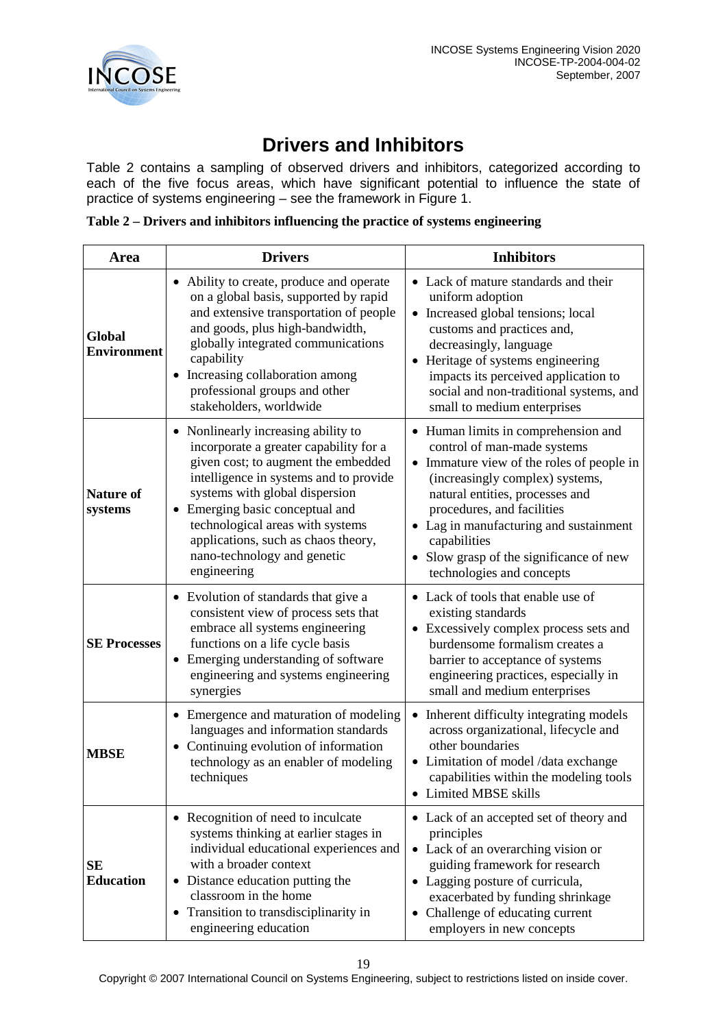# Drivers and Inhibitors

Table 2 contains a sampling of observed drivers and inhibitors, categorized according to each of the five focus areas, which have significant potential to influence the state of practice of systems engineering – see the framework in Figure 1.

**Table 2 – Drivers and inhibitors influencing the practice of systems engineering**

| Area | Drivers | Inhibitors |
|---|---|---|
| **Global Environment** | • Ability to create, produce and operate on a global basis, supported by rapid and extensive transportation of people and goods, plus high-bandwidth, globally integrated communications capability<br>• Increasing collaboration among professional groups and other stakeholders, worldwide | • Lack of mature standards and their uniform adoption<br>• Increased global tensions; local customs and practices and, decreasingly, language<br>• Heritage of systems engineering impacts its perceived application to social and non-traditional systems, and small to medium enterprises |
| **Nature of systems** | • Nonlinearly increasing ability to incorporate a greater capability for a given cost; to augment the embedded intelligence in systems and to provide systems with global dispersion<br>• Emerging basic conceptual and technological areas with systems applications, such as chaos theory, nano-technology and genetic engineering | • Human limits in comprehension and control of man-made systems<br>• Immature view of the roles of people in (increasingly complex) systems, natural entities, processes and procedures, and facilities<br>• Lag in manufacturing and sustainment capabilities<br>• Slow grasp of the significance of new technologies and concepts |
| **SE Processes** | • Evolution of standards that give a consistent view of process sets that embrace all systems engineering functions on a life cycle basis<br>• Emerging understanding of software engineering and systems engineering synergies | • Lack of tools that enable use of existing standards<br>• Excessively complex process sets and burdensome formalism creates a barrier to acceptance of systems engineering practices, especially in small and medium enterprises |
| **MBSE** | • Emergence and maturation of modeling languages and information standards<br>• Continuing evolution of information technology as an enabler of modeling techniques | • Inherent difficulty integrating models across organizational, lifecycle and other boundaries<br>• Limitation of model /data exchange capabilities within the modeling tools<br>• Limited MBSE skills |
| **SE Education** | • Recognition of need to inculcate systems thinking at earlier stages in individual educational experiences and with a broader context<br>• Distance education putting the classroom in the home<br>• Transition to transdisciplinarity in engineering education | • Lack of an accepted set of theory and principles<br>• Lack of an overarching vision or guiding framework for research<br>• Lagging posture of curricula, exacerbated by funding shrinkage<br>• Challenge of educating current employers in new concepts |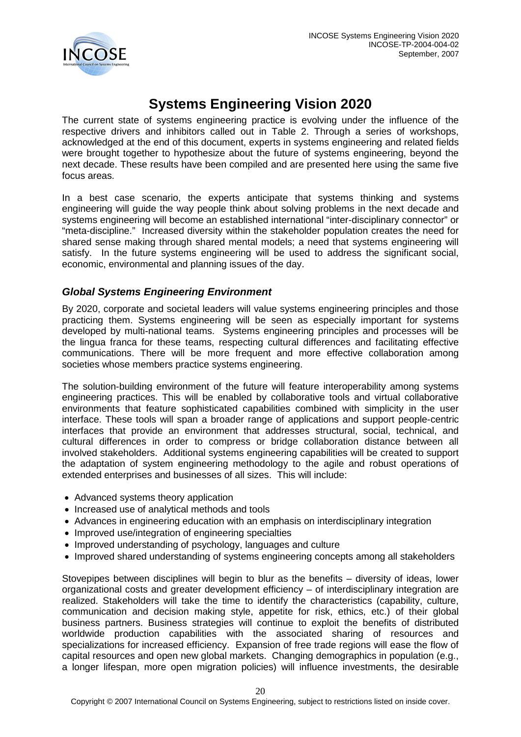# Systems Engineering Vision 2020

The current state of systems engineering practice is evolving under the influence of the respective drivers and inhibitors called out in Table 2. Through a series of workshops, acknowledged at the end of this document, experts in systems engineering and related fields were brought together to hypothesize about the future of systems engineering, beyond the next decade. These results have been compiled and are presented here using the same five focus areas.

In a best case scenario, the experts anticipate that systems thinking and systems engineering will guide the way people think about solving problems in the next decade and systems engineering will become an established international "inter-disciplinary connector" or "meta-discipline." Increased diversity within the stakeholder population creates the need for shared sense making through shared mental models; a need that systems engineering will satisfy. In the future systems engineering will be used to address the significant social, economic, environmental and planning issues of the day.

### *Global Systems Engineering Environment*

By 2020, corporate and societal leaders will value systems engineering principles and those practicing them. Systems engineering will be seen as especially important for systems developed by multi-national teams. Systems engineering principles and processes will be the lingua franca for these teams, respecting cultural differences and facilitating effective communications. There will be more frequent and more effective collaboration among societies whose members practice systems engineering.

The solution-building environment of the future will feature interoperability among systems engineering practices. This will be enabled by collaborative tools and virtual collaborative environments that feature sophisticated capabilities combined with simplicity in the user interface. These tools will span a broader range of applications and support people-centric interfaces that provide an environment that addresses structural, social, technical, and cultural differences in order to compress or bridge collaboration distance between all involved stakeholders. Additional systems engineering capabilities will be created to support the adaptation of system engineering methodology to the agile and robust operations of extended enterprises and businesses of all sizes. This will include:

- Advanced systems theory application
- Increased use of analytical methods and tools
- Advances in engineering education with an emphasis on interdisciplinary integration
- Improved use/integration of engineering specialties
- Improved understanding of psychology, languages and culture
- Improved shared understanding of systems engineering concepts among all stakeholders

Stovepipes between disciplines will begin to blur as the benefits – diversity of ideas, lower organizational costs and greater development efficiency – of interdisciplinary integration are realized. Stakeholders will take the time to identify the characteristics (capability, culture, communication and decision making style, appetite for risk, ethics, etc.) of their global business partners. Business strategies will continue to exploit the benefits of distributed worldwide production capabilities with the associated sharing of resources and specializations for increased efficiency. Expansion of free trade regions will ease the flow of capital resources and open new global markets. Changing demographics in population (e.g., a longer lifespan, more open migration policies) will influence investments, the desirable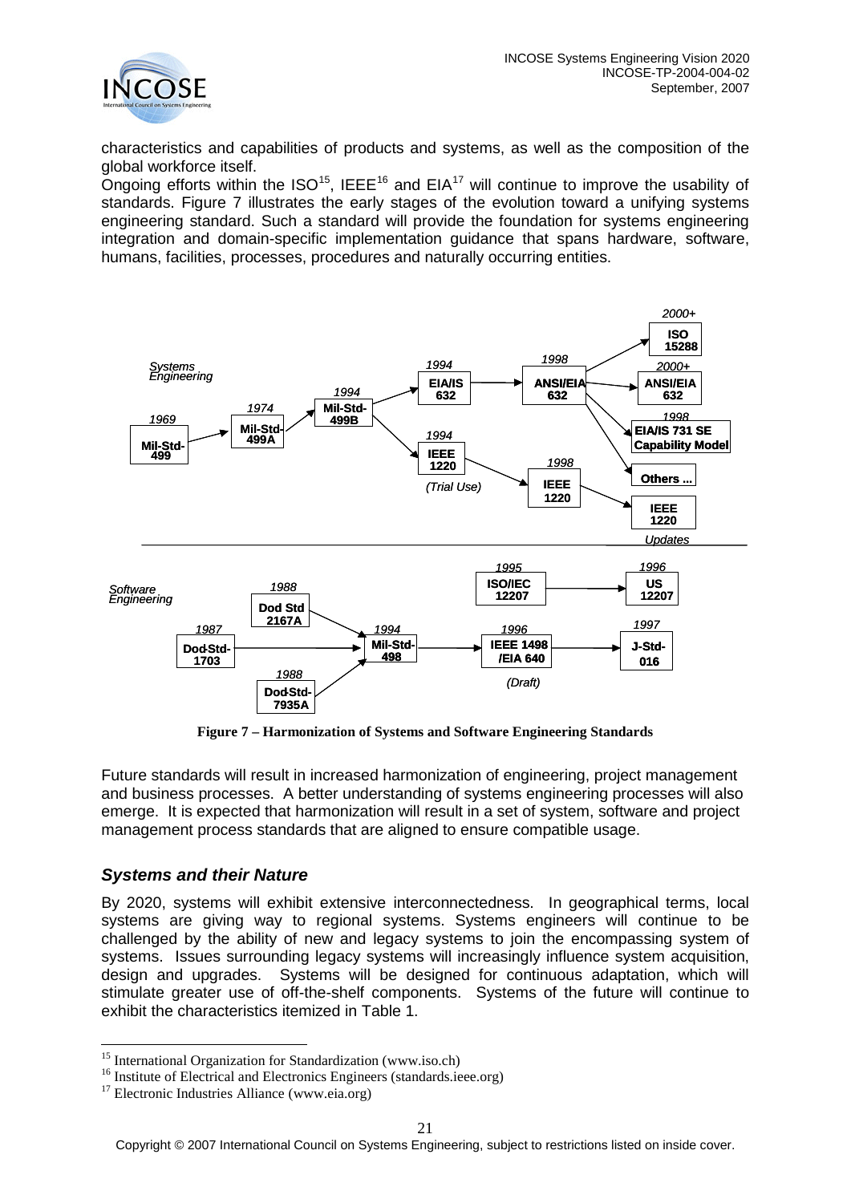characteristics and capabilities of products and systems, as well as the composition of the global workforce itself.

Ongoing efforts within the ISO[15], IEEE[16] and EIA[17] will continue to improve the usability of standards. Figure 7 illustrates the early stages of the evolution toward a unifying systems engineering standard. Such a standard will provide the foundation for systems engineering integration and domain-specific implementation guidance that spans hardware, software, humans, facilities, processes, procedures and naturally occurring entities.

**Figure 7 – Harmonization of Systems and Software Engineering Standards**

Future standards will result in increased harmonization of engineering, project management and business processes. A better understanding of systems engineering processes will also emerge. It is expected that harmonization will result in a set of system, software and project management process standards that are aligned to ensure compatible usage.

## *Systems and their Nature*

By 2020, systems will exhibit extensive interconnectedness. In geographical terms, local systems are giving way to regional systems. Systems engineers will continue to be challenged by the ability of new and legacy systems to join the encompassing system of systems. Issues surrounding legacy systems will increasingly influence system acquisition, design and upgrades. Systems will be designed for continuous adaptation, which will stimulate greater use of off-the-shelf components. Systems of the future will continue to exhibit the characteristics itemized in Table 1.

---

[15] International Organization for Standardization (www.iso.ch)

[16] Institute of Electrical and Electronics Engineers (standards.ieee.org)

[17] Electronic Industries Alliance (www.eia.org)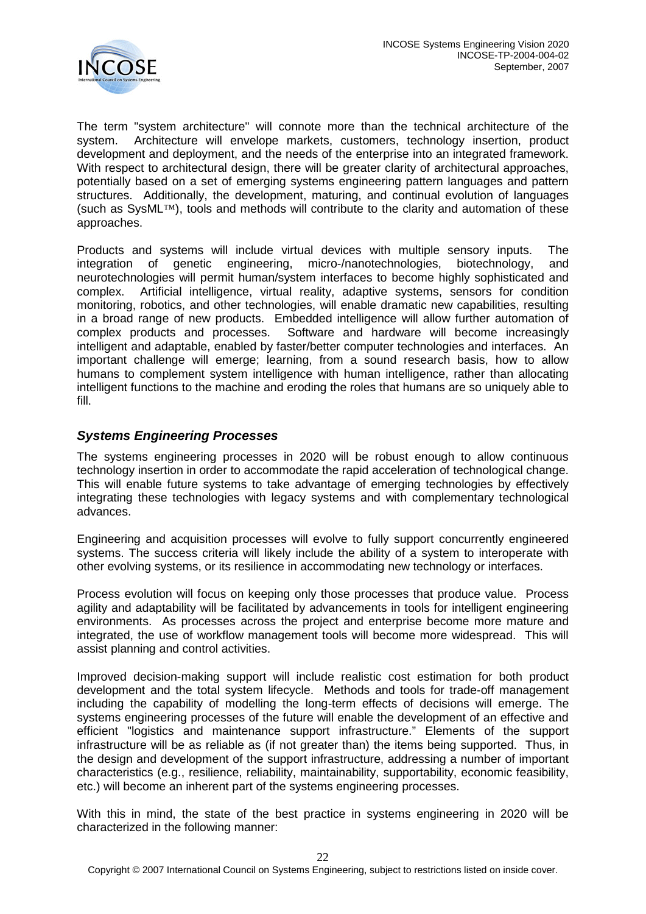The term "system architecture" will connote more than the technical architecture of the system. Architecture will envelope markets, customers, technology insertion, product development and deployment, and the needs of the enterprise into an integrated framework. With respect to architectural design, there will be greater clarity of architectural approaches, potentially based on a set of emerging systems engineering pattern languages and pattern structures. Additionally, the development, maturing, and continual evolution of languages (such as SysML™), tools and methods will contribute to the clarity and automation of these approaches.

Products and systems will include virtual devices with multiple sensory inputs. The integration of genetic engineering, micro-/nanotechnologies, biotechnology, and neurotechnologies will permit human/system interfaces to become highly sophisticated and complex. Artificial intelligence, virtual reality, adaptive systems, sensors for condition monitoring, robotics, and other technologies, will enable dramatic new capabilities, resulting in a broad range of new products. Embedded intelligence will allow further automation of complex products and processes. Software and hardware will become increasingly intelligent and adaptable, enabled by faster/better computer technologies and interfaces. An important challenge will emerge; learning, from a sound research basis, how to allow humans to complement system intelligence with human intelligence, rather than allocating intelligent functions to the machine and eroding the roles that humans are so uniquely able to fill.

### *Systems Engineering Processes*

The systems engineering processes in 2020 will be robust enough to allow continuous technology insertion in order to accommodate the rapid acceleration of technological change. This will enable future systems to take advantage of emerging technologies by effectively integrating these technologies with legacy systems and with complementary technological advances.

Engineering and acquisition processes will evolve to fully support concurrently engineered systems. The success criteria will likely include the ability of a system to interoperate with other evolving systems, or its resilience in accommodating new technology or interfaces.

Process evolution will focus on keeping only those processes that produce value. Process agility and adaptability will be facilitated by advancements in tools for intelligent engineering environments. As processes across the project and enterprise become more mature and integrated, the use of workflow management tools will become more widespread. This will assist planning and control activities.

Improved decision-making support will include realistic cost estimation for both product development and the total system lifecycle. Methods and tools for trade-off management including the capability of modelling the long-term effects of decisions will emerge. The systems engineering processes of the future will enable the development of an effective and efficient "logistics and maintenance support infrastructure." Elements of the support infrastructure will be as reliable as (if not greater than) the items being supported. Thus, in the design and development of the support infrastructure, addressing a number of important characteristics (e.g., resilience, reliability, maintainability, supportability, economic feasibility, etc.) will become an inherent part of the systems engineering processes.

With this in mind, the state of the best practice in systems engineering in 2020 will be characterized in the following manner: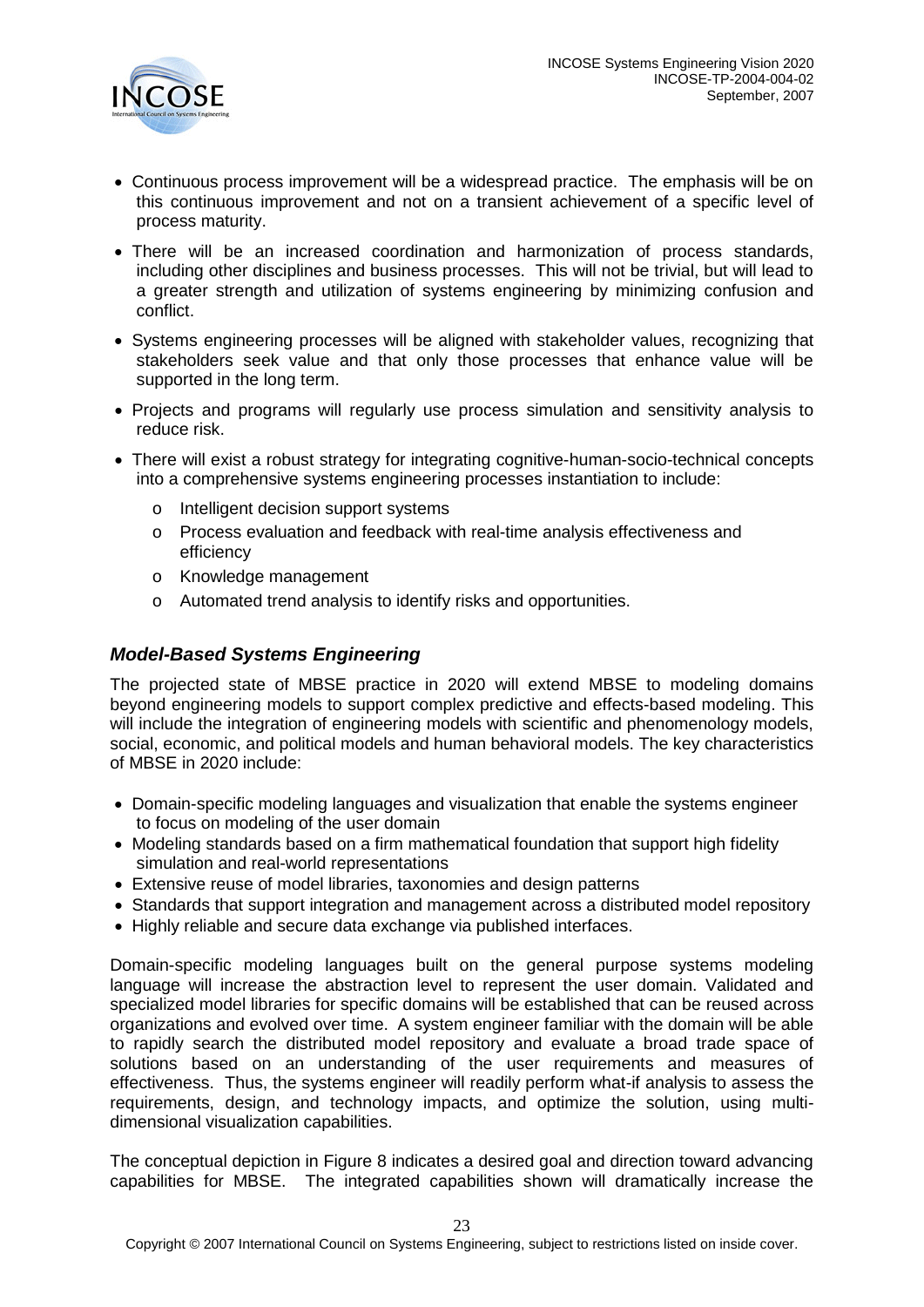- Continuous process improvement will be a widespread practice. The emphasis will be on this continuous improvement and not on a transient achievement of a specific level of process maturity.
- There will be an increased coordination and harmonization of process standards, including other disciplines and business processes. This will not be trivial, but will lead to a greater strength and utilization of systems engineering by minimizing confusion and conflict.
- Systems engineering processes will be aligned with stakeholder values, recognizing that stakeholders seek value and that only those processes that enhance value will be supported in the long term.
- Projects and programs will regularly use process simulation and sensitivity analysis to reduce risk.
- There will exist a robust strategy for integrating cognitive-human-socio-technical concepts into a comprehensive systems engineering processes instantiation to include:
  - Intelligent decision support systems
  - Process evaluation and feedback with real-time analysis effectiveness and efficiency
  - Knowledge management
  - Automated trend analysis to identify risks and opportunities.

### *Model-Based Systems Engineering*

The projected state of MBSE practice in 2020 will extend MBSE to modeling domains beyond engineering models to support complex predictive and effects-based modeling. This will include the integration of engineering models with scientific and phenomenology models, social, economic, and political models and human behavioral models. The key characteristics of MBSE in 2020 include:

- Domain-specific modeling languages and visualization that enable the systems engineer to focus on modeling of the user domain
- Modeling standards based on a firm mathematical foundation that support high fidelity simulation and real-world representations
- Extensive reuse of model libraries, taxonomies and design patterns
- Standards that support integration and management across a distributed model repository
- Highly reliable and secure data exchange via published interfaces.

Domain-specific modeling languages built on the general purpose systems modeling language will increase the abstraction level to represent the user domain. Validated and specialized model libraries for specific domains will be established that can be reused across organizations and evolved over time. A system engineer familiar with the domain will be able to rapidly search the distributed model repository and evaluate a broad trade space of solutions based on an understanding of the user requirements and measures of effectiveness. Thus, the systems engineer will readily perform what-if analysis to assess the requirements, design, and technology impacts, and optimize the solution, using multi-dimensional visualization capabilities.

The conceptual depiction in Figure 8 indicates a desired goal and direction toward advancing capabilities for MBSE. The integrated capabilities shown will dramatically increase the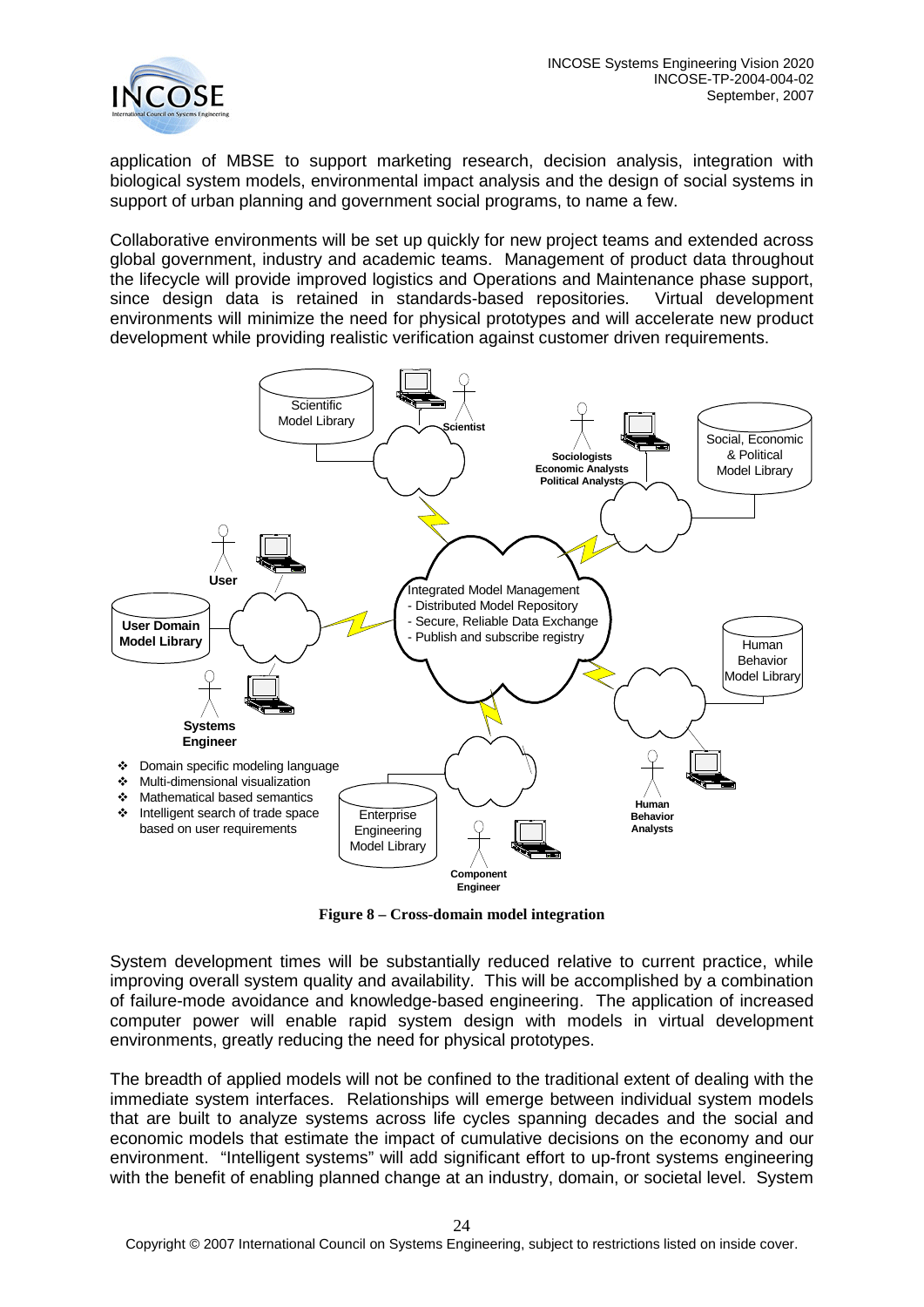application of MBSE to support marketing research, decision analysis, integration with biological system models, environmental impact analysis and the design of social systems in support of urban planning and government social programs, to name a few.

Collaborative environments will be set up quickly for new project teams and extended across global government, industry and academic teams. Management of product data throughout the lifecycle will provide improved logistics and Operations and Maintenance phase support, since design data is retained in standards-based repositories. Virtual development environments will minimize the need for physical prototypes and will accelerate new product development while providing realistic verification against customer driven requirements.

**Figure 8 – Cross-domain model integration**

System development times will be substantially reduced relative to current practice, while improving overall system quality and availability. This will be accomplished by a combination of failure-mode avoidance and knowledge-based engineering. The application of increased computer power will enable rapid system design with models in virtual development environments, greatly reducing the need for physical prototypes.

The breadth of applied models will not be confined to the traditional extent of dealing with the immediate system interfaces. Relationships will emerge between individual system models that are built to analyze systems across life cycles spanning decades and the social and economic models that estimate the impact of cumulative decisions on the economy and our environment. "Intelligent systems" will add significant effort to up-front systems engineering with the benefit of enabling planned change at an industry, domain, or societal level. System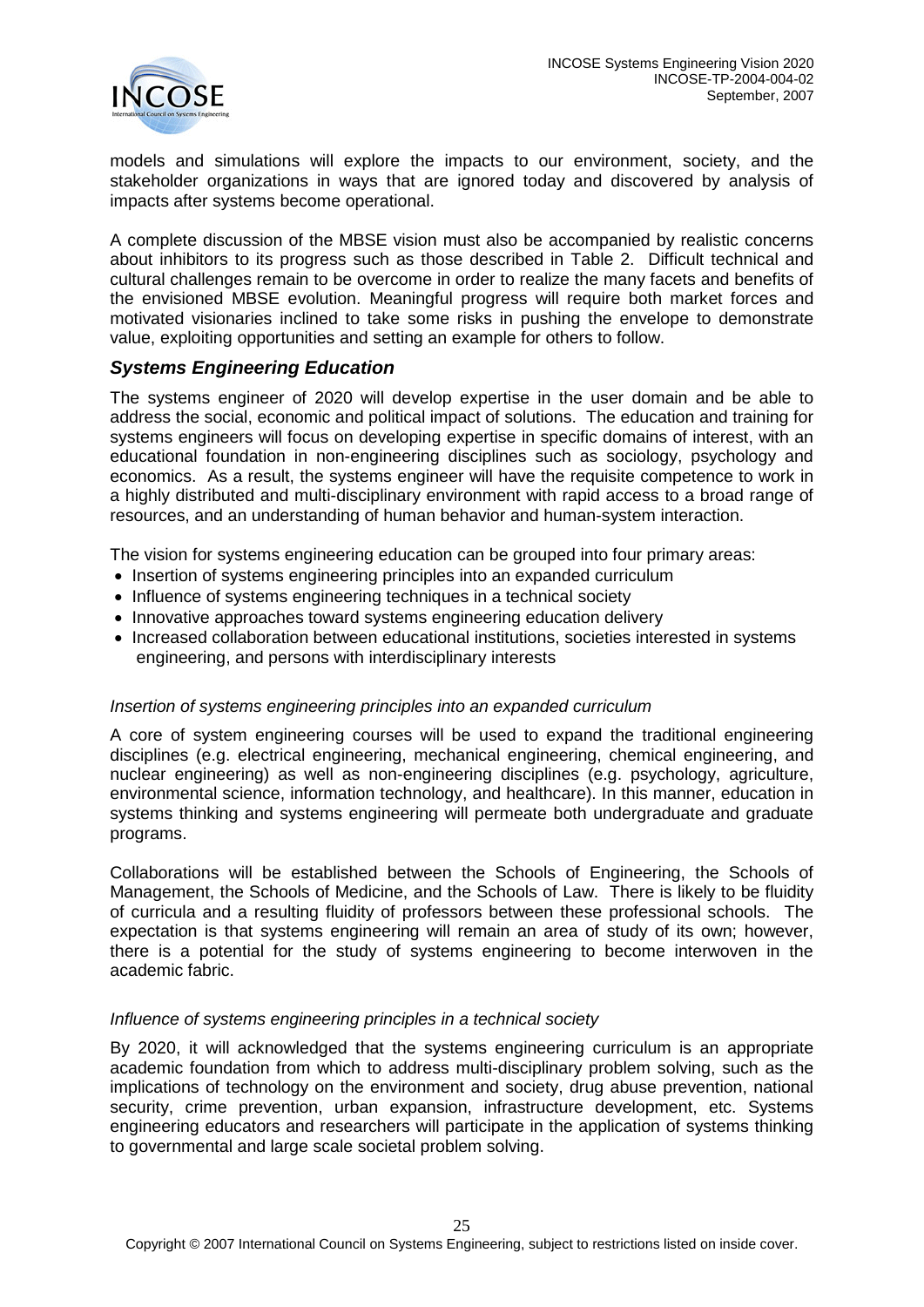models and simulations will explore the impacts to our environment, society, and the stakeholder organizations in ways that are ignored today and discovered by analysis of impacts after systems become operational.

A complete discussion of the MBSE vision must also be accompanied by realistic concerns about inhibitors to its progress such as those described in Table 2. Difficult technical and cultural challenges remain to be overcome in order to realize the many facets and benefits of the envisioned MBSE evolution. Meaningful progress will require both market forces and motivated visionaries inclined to take some risks in pushing the envelope to demonstrate value, exploiting opportunities and setting an example for others to follow.

## *Systems Engineering Education*

The systems engineer of 2020 will develop expertise in the user domain and be able to address the social, economic and political impact of solutions. The education and training for systems engineers will focus on developing expertise in specific domains of interest, with an educational foundation in non-engineering disciplines such as sociology, psychology and economics. As a result, the systems engineer will have the requisite competence to work in a highly distributed and multi-disciplinary environment with rapid access to a broad range of resources, and an understanding of human behavior and human-system interaction.

The vision for systems engineering education can be grouped into four primary areas:

- Insertion of systems engineering principles into an expanded curriculum
- Influence of systems engineering techniques in a technical society
- Innovative approaches toward systems engineering education delivery
- Increased collaboration between educational institutions, societies interested in systems engineering, and persons with interdisciplinary interests

### *Insertion of systems engineering principles into an expanded curriculum*

A core of system engineering courses will be used to expand the traditional engineering disciplines (e.g. electrical engineering, mechanical engineering, chemical engineering, and nuclear engineering) as well as non-engineering disciplines (e.g. psychology, agriculture, environmental science, information technology, and healthcare). In this manner, education in systems thinking and systems engineering will permeate both undergraduate and graduate programs.

Collaborations will be established between the Schools of Engineering, the Schools of Management, the Schools of Medicine, and the Schools of Law. There is likely to be fluidity of curricula and a resulting fluidity of professors between these professional schools. The expectation is that systems engineering will remain an area of study of its own; however, there is a potential for the study of systems engineering to become interwoven in the academic fabric.

### *Influence of systems engineering principles in a technical society*

By 2020, it will acknowledged that the systems engineering curriculum is an appropriate academic foundation from which to address multi-disciplinary problem solving, such as the implications of technology on the environment and society, drug abuse prevention, national security, crime prevention, urban expansion, infrastructure development, etc. Systems engineering educators and researchers will participate in the application of systems thinking to governmental and large scale societal problem solving.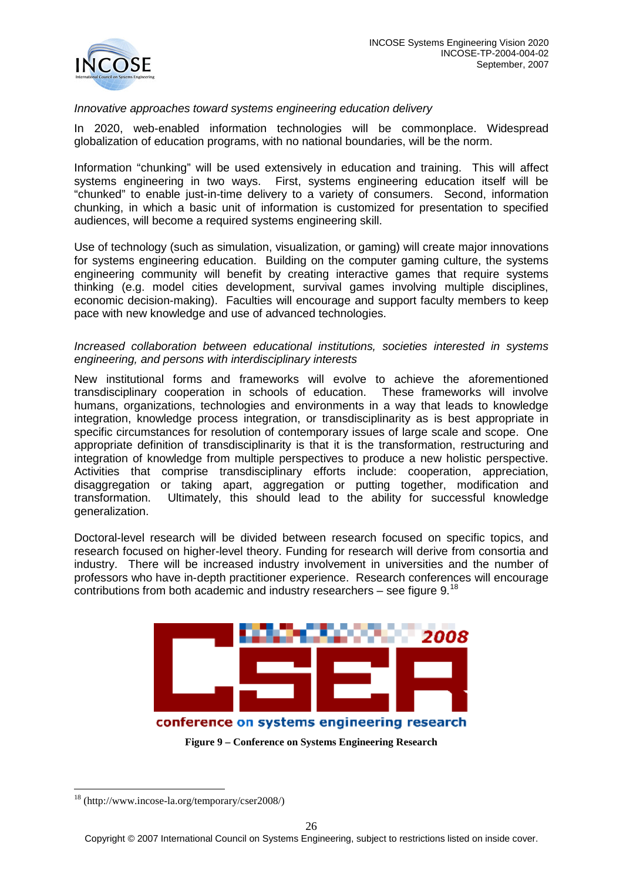*Innovative approaches toward systems engineering education delivery*

In 2020, web-enabled information technologies will be commonplace. Widespread globalization of education programs, with no national boundaries, will be the norm.

Information "chunking" will be used extensively in education and training. This will affect systems engineering in two ways. First, systems engineering education itself will be "chunked" to enable just-in-time delivery to a variety of consumers. Second, information chunking, in which a basic unit of information is customized for presentation to specified audiences, will become a required systems engineering skill.

Use of technology (such as simulation, visualization, or gaming) will create major innovations for systems engineering education. Building on the computer gaming culture, the systems engineering community will benefit by creating interactive games that require systems thinking (e.g. model cities development, survival games involving multiple disciplines, economic decision-making). Faculties will encourage and support faculty members to keep pace with new knowledge and use of advanced technologies.

*Increased collaboration between educational institutions, societies interested in systems engineering, and persons with interdisciplinary interests*

New institutional forms and frameworks will evolve to achieve the aforementioned transdisciplinary cooperation in schools of education. These frameworks will involve humans, organizations, technologies and environments in a way that leads to knowledge integration, knowledge process integration, or transdisciplinarity as is best appropriate in specific circumstances for resolution of contemporary issues of large scale and scope. One appropriate definition of transdisciplinarity is that it is the transformation, restructuring and integration of knowledge from multiple perspectives to produce a new holistic perspective. Activities that comprise transdisciplinary efforts include: cooperation, appreciation, disaggregation or taking apart, aggregation or putting together, modification and transformation. Ultimately, this should lead to the ability for successful knowledge generalization.

Doctoral-level research will be divided between research focused on specific topics, and research focused on higher-level theory. Funding for research will derive from consortia and industry. There will be increased industry involvement in universities and the number of professors who have in-depth practitioner experience. Research conferences will encourage contributions from both academic and industry researchers – see figure 9.[18]

CSER 2008

conference on systems engineering research

**Figure 9 – Conference on Systems Engineering Research**

[18] (http://www.incose-la.org/temporary/cser2008/)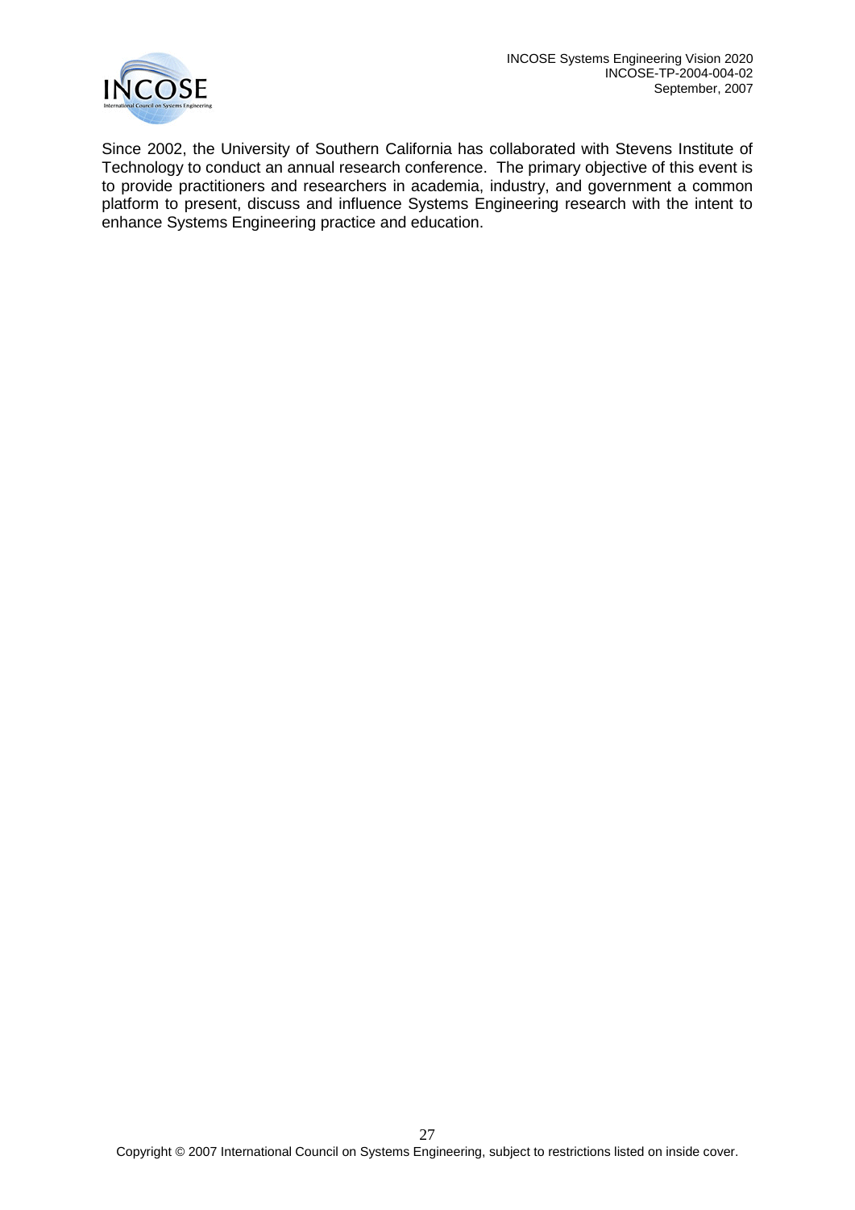Since 2002, the University of Southern California has collaborated with Stevens Institute of Technology to conduct an annual research conference. The primary objective of this event is to provide practitioners and researchers in academia, industry, and government a common platform to present, discuss and influence Systems Engineering research with the intent to enhance Systems Engineering practice and education.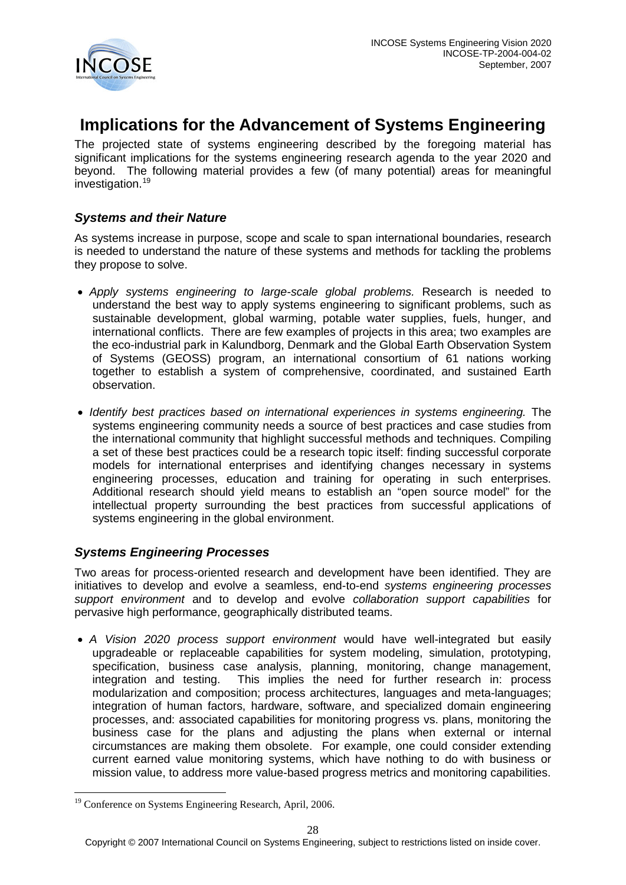# Implications for the Advancement of Systems Engineering

The projected state of systems engineering described by the foregoing material has significant implications for the systems engineering research agenda to the year 2020 and beyond. The following material provides a few (of many potential) areas for meaningful investigation.[19]

### *Systems and their Nature*

As systems increase in purpose, scope and scale to span international boundaries, research is needed to understand the nature of these systems and methods for tackling the problems they propose to solve.

- *Apply systems engineering to large-scale global problems.* Research is needed to understand the best way to apply systems engineering to significant problems, such as sustainable development, global warming, potable water supplies, fuels, hunger, and international conflicts. There are few examples of projects in this area; two examples are the eco-industrial park in Kalundborg, Denmark and the Global Earth Observation System of Systems (GEOSS) program, an international consortium of 61 nations working together to establish a system of comprehensive, coordinated, and sustained Earth observation.
- *Identify best practices based on international experiences in systems engineering.* The systems engineering community needs a source of best practices and case studies from the international community that highlight successful methods and techniques. Compiling a set of these best practices could be a research topic itself: finding successful corporate models for international enterprises and identifying changes necessary in systems engineering processes, education and training for operating in such enterprises. Additional research should yield means to establish an "open source model" for the intellectual property surrounding the best practices from successful applications of systems engineering in the global environment.

### *Systems Engineering Processes*

Two areas for process-oriented research and development have been identified. They are initiatives to develop and evolve a seamless, end-to-end *systems engineering processes support environment* and to develop and evolve *collaboration support capabilities* for pervasive high performance, geographically distributed teams.

- *A Vision 2020 process support environment* would have well-integrated but easily upgradeable or replaceable capabilities for system modeling, simulation, prototyping, specification, business case analysis, planning, monitoring, change management, integration and testing. This implies the need for further research in: process modularization and composition; process architectures, languages and meta-languages; integration of human factors, hardware, software, and specialized domain engineering processes, and: associated capabilities for monitoring progress vs. plans, monitoring the business case for the plans and adjusting the plans when external or internal circumstances are making them obsolete. For example, one could consider extending current earned value monitoring systems, which have nothing to do with business or mission value, to address more value-based progress metrics and monitoring capabilities.

---

[19] Conference on Systems Engineering Research, April, 2006.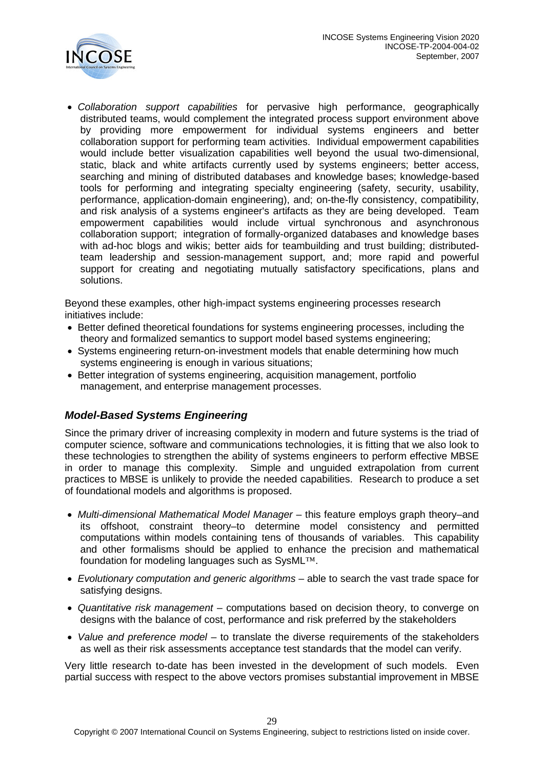- *Collaboration support capabilities* for pervasive high performance, geographically distributed teams, would complement the integrated process support environment above by providing more empowerment for individual systems engineers and better collaboration support for performing team activities. Individual empowerment capabilities would include better visualization capabilities well beyond the usual two-dimensional, static, black and white artifacts currently used by systems engineers; better access, searching and mining of distributed databases and knowledge bases; knowledge-based tools for performing and integrating specialty engineering (safety, security, usability, performance, application-domain engineering), and; on-the-fly consistency, compatibility, and risk analysis of a systems engineer's artifacts as they are being developed. Team empowerment capabilities would include virtual synchronous and asynchronous collaboration support; integration of formally-organized databases and knowledge bases with ad-hoc blogs and wikis; better aids for teambuilding and trust building; distributed-team leadership and session-management support, and; more rapid and powerful support for creating and negotiating mutually satisfactory specifications, plans and solutions.

Beyond these examples, other high-impact systems engineering processes research initiatives include:

- Better defined theoretical foundations for systems engineering processes, including the theory and formalized semantics to support model based systems engineering;
- Systems engineering return-on-investment models that enable determining how much systems engineering is enough in various situations;
- Better integration of systems engineering, acquisition management, portfolio management, and enterprise management processes.

### *Model-Based Systems Engineering*

Since the primary driver of increasing complexity in modern and future systems is the triad of computer science, software and communications technologies, it is fitting that we also look to these technologies to strengthen the ability of systems engineers to perform effective MBSE in order to manage this complexity. Simple and unguided extrapolation from current practices to MBSE is unlikely to provide the needed capabilities. Research to produce a set of foundational models and algorithms is proposed.

- *Multi-dimensional Mathematical Model Manager* – this feature employs graph theory–and its offshoot, constraint theory–to determine model consistency and permitted computations within models containing tens of thousands of variables. This capability and other formalisms should be applied to enhance the precision and mathematical foundation for modeling languages such as SysML™.
- *Evolutionary computation and generic algorithms* – able to search the vast trade space for satisfying designs.
- *Quantitative risk management* – computations based on decision theory, to converge on designs with the balance of cost, performance and risk preferred by the stakeholders
- *Value and preference model* – to translate the diverse requirements of the stakeholders as well as their risk assessments acceptance test standards that the model can verify.

Very little research to-date has been invested in the development of such models. Even partial success with respect to the above vectors promises substantial improvement in MBSE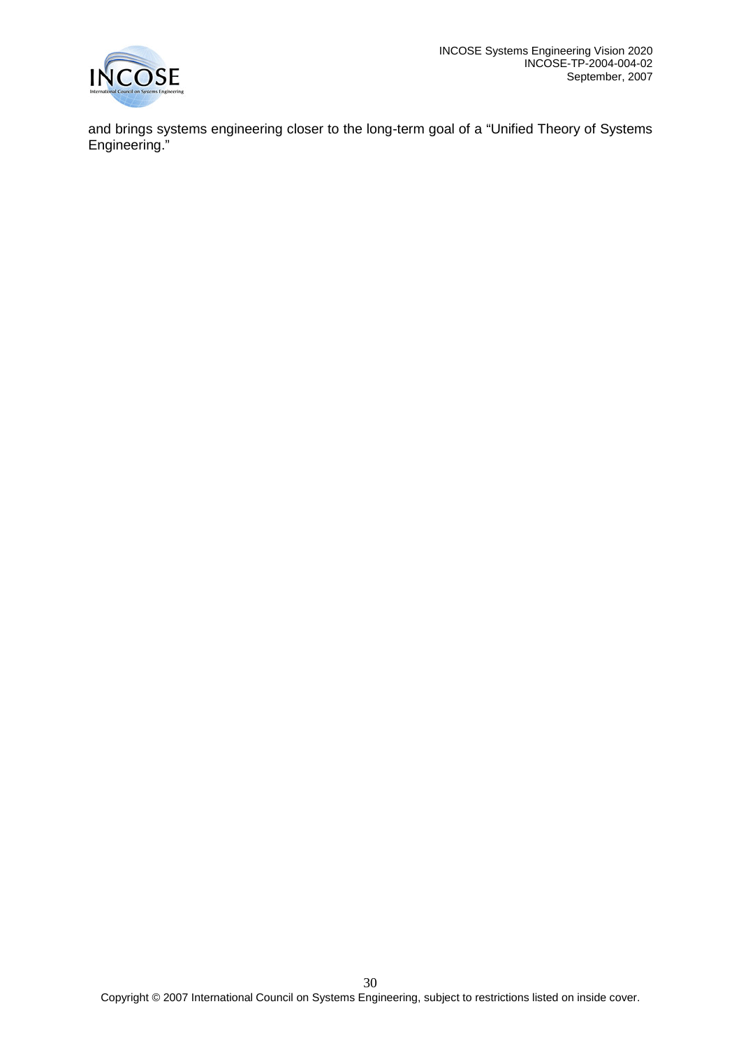and brings systems engineering closer to the long-term goal of a "Unified Theory of Systems Engineering."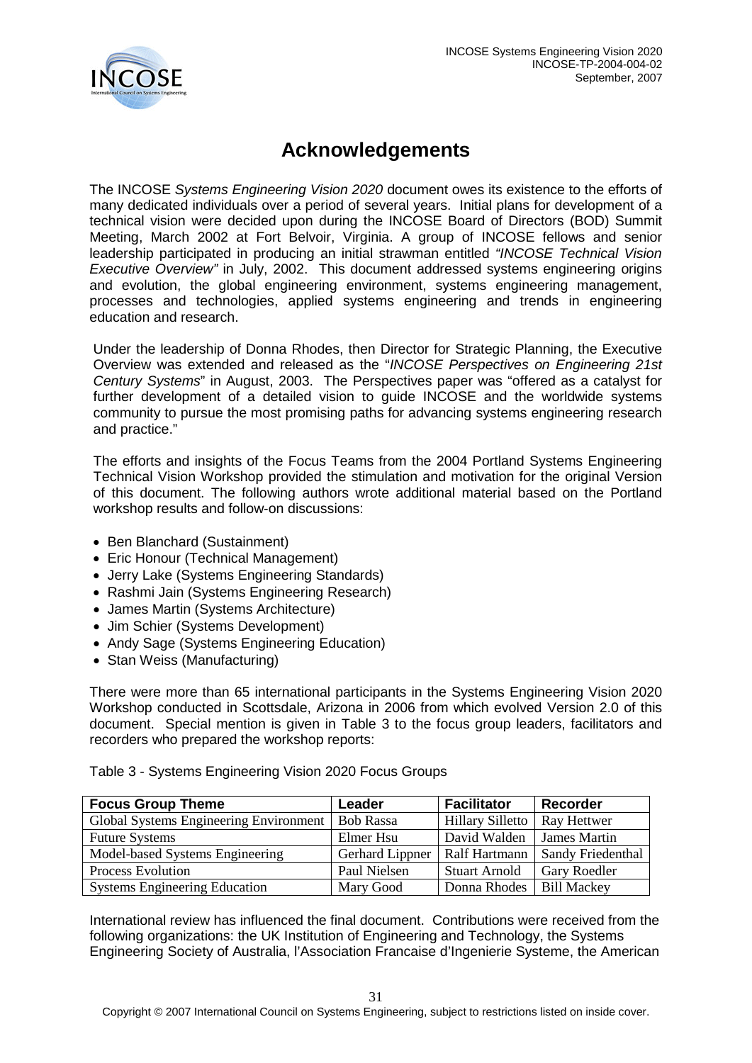# Acknowledgements

The INCOSE *Systems Engineering Vision 2020* document owes its existence to the efforts of many dedicated individuals over a period of several years. Initial plans for development of a technical vision were decided upon during the INCOSE Board of Directors (BOD) Summit Meeting, March 2002 at Fort Belvoir, Virginia. A group of INCOSE fellows and senior leadership participated in producing an initial strawman entitled *"INCOSE Technical Vision Executive Overview"* in July, 2002. This document addressed systems engineering origins and evolution, the global engineering environment, systems engineering management, processes and technologies, applied systems engineering and trends in engineering education and research.

Under the leadership of Donna Rhodes, then Director for Strategic Planning, the Executive Overview was extended and released as the "*INCOSE Perspectives on Engineering 21st Century Systems*" in August, 2003. The Perspectives paper was "offered as a catalyst for further development of a detailed vision to guide INCOSE and the worldwide systems community to pursue the most promising paths for advancing systems engineering research and practice."

The efforts and insights of the Focus Teams from the 2004 Portland Systems Engineering Technical Vision Workshop provided the stimulation and motivation for the original Version of this document. The following authors wrote additional material based on the Portland workshop results and follow-on discussions:

- Ben Blanchard (Sustainment)
- Eric Honour (Technical Management)
- Jerry Lake (Systems Engineering Standards)
- Rashmi Jain (Systems Engineering Research)
- James Martin (Systems Architecture)
- Jim Schier (Systems Development)
- Andy Sage (Systems Engineering Education)
- Stan Weiss (Manufacturing)

There were more than 65 international participants in the Systems Engineering Vision 2020 Workshop conducted in Scottsdale, Arizona in 2006 from which evolved Version 2.0 of this document. Special mention is given in Table 3 to the focus group leaders, facilitators and recorders who prepared the workshop reports:

Table 3 - Systems Engineering Vision 2020 Focus Groups

| **Focus Group Theme** | **Leader** | **Facilitator** | **Recorder** |
|---|---|---|---|
| Global Systems Engineering Environment | Bob Rassa | Hillary Silletto | Ray Hettwer |
| Future Systems | Elmer Hsu | David Walden | James Martin |
| Model-based Systems Engineering | Gerhard Lippner | Ralf Hartmann | Sandy Friedenthal |
| Process Evolution | Paul Nielsen | Stuart Arnold | Gary Roedler |
| Systems Engineering Education | Mary Good | Donna Rhodes | Bill Mackey |

International review has influenced the final document. Contributions were received from the following organizations: the UK Institution of Engineering and Technology, the Systems Engineering Society of Australia, l'Association Francaise d'Ingenierie Systeme, the American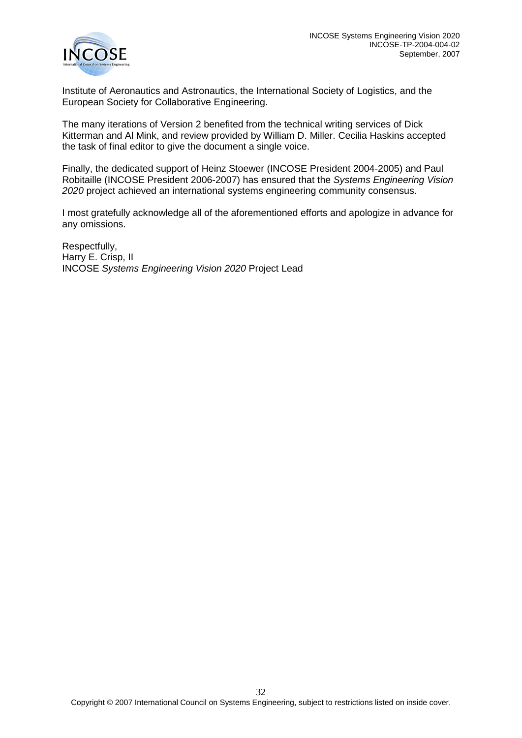Institute of Aeronautics and Astronautics, the International Society of Logistics, and the European Society for Collaborative Engineering.

The many iterations of Version 2 benefited from the technical writing services of Dick Kitterman and Al Mink, and review provided by William D. Miller. Cecilia Haskins accepted the task of final editor to give the document a single voice.

Finally, the dedicated support of Heinz Stoewer (INCOSE President 2004-2005) and Paul Robitaille (INCOSE President 2006-2007) has ensured that the *Systems Engineering Vision 2020* project achieved an international systems engineering community consensus.

I most gratefully acknowledge all of the aforementioned efforts and apologize in advance for any omissions.

Respectfully,
Harry E. Crisp, II
INCOSE *Systems Engineering Vision 2020* Project Lead